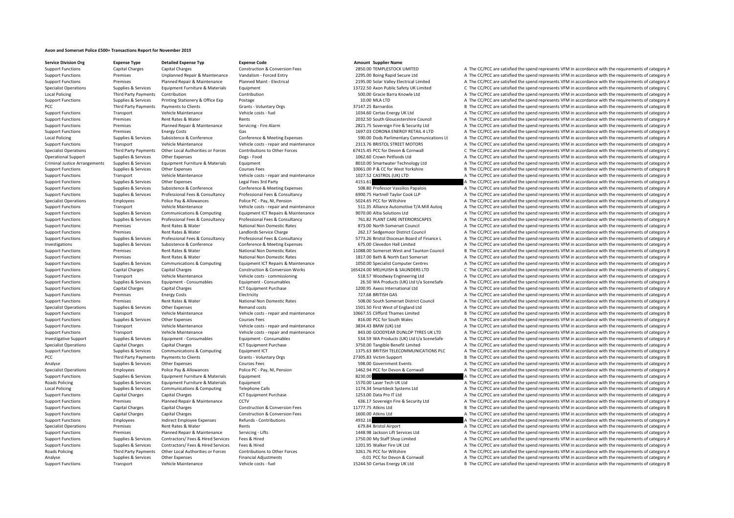# Avon and Somerset Police £500+ Transactions Report for November 2019

| Service Division Org | Expense Type | Detailed Expense Typ | Expense Code | Amount | Supplier Name | | |
|---|---|---|---|---|---|---|---|
| Support Functions | Capital Charges | Capital Charges | Construction & Conversion Fees | 2850.00 | TEMPLESTOCK LIMITED | A | The CC/PCC are satisfied the spend represents VFM in accordance with the requirements of category A |
| Support Functions | Premises | Unplanned Repair & Maintenance | Vandalism - Forced Entry | 2295.00 | Boing Rapid Secure Ltd | A | The CC/PCC are satisfied the spend represents VFM in accordance with the requirements of category A |
| Support Functions | Premises | Planned Repair & Maintenance | Planned Maint - Electrical | 2195.00 | Solar Valley Electrical Limited | A | The CC/PCC are satisfied the spend represents VFM in accordance with the requirements of category A |
| Specialist Operations | Supplies & Services | Equipment Furniture & Materials | Equipment | 13722.50 | Axon Public Safety UK Limited | C | The CC/PCC are satisfied the spend represents VFM in accordance with the requirements of category C |
| Local Policing | Third Party Payments | Contribution | Contribution | 500.00 | Gracie Barra Knowle Ltd | A | The CC/PCC are satisfied the spend represents VFM in accordance with the requirements of category A |
| Support Functions | Supplies & Services | Printing Stationery & Office Exp | Postage | 10.00 | MLA LTD | A | The CC/PCC are satisfied the spend represents VFM in accordance with the requirements of category A |
| PCC | Third Party Payments | Payments to Clients | Grants - Voluntary Orgs | 37147.25 | Barnardos | B | The CC/PCC are satisfied the spend represents VFM in accordance with the requirements of category B |
| Support Functions | Transport | Vehicle Maintenance | Vehicle costs - fuel | 1034.60 | Certas Energy UK Ltd | A | The CC/PCC are satisfied the spend represents VFM in accordance with the requirements of category A |
| Support Functions | Premises | Rent Rates & Water | Rents | 2032.50 | South Gloucestershire Council | A | The CC/PCC are satisfied the spend represents VFM in accordance with the requirements of category A |
| Support Functions | Premises | Planned Repair & Maintenance | Servicing - Fire Alarm | 2821.75 | Sovereign Fire & Security Ltd | A | The CC/PCC are satisfied the spend represents VFM in accordance with the requirements of category A |
| Support Functions | Premises | Energy Costs | Gas | 1697.03 | CORONA ENERGY RETAIL 4 LTD | A | The CC/PCC are satisfied the spend represents VFM in accordance with the requirements of category A |
| Local Policing | Supplies & Services | Subsistence & Conference | Conference & Meeting Expenses | 590.00 | Dods Parlimentary Communications Lt | A | The CC/PCC are satisfied the spend represents VFM in accordance with the requirements of category A |
| Support Functions | Transport | Vehicle Maintenance | Vehicle costs - repair and maintenance | 2313.76 | BRISTOL STREET MOTORS | A | The CC/PCC are satisfied the spend represents VFM in accordance with the requirements of category A |
| Specialist Operations | Third Party Payments | Other Local Authorities or Forces | Contributions to Other Forces | 67415.45 | PCC for Devon & Cornwall | C | The CC/PCC are satisfied the spend represents VFM in accordance with the requirements of category C |
| Operational Support | Supplies & Services | Other Expenses | Dogs - Food | 1062.60 | Crown Petfoods Ltd | A | The CC/PCC are satisfied the spend represents VFM in accordance with the requirements of category A |
| Criminal Justice Arrangements | Supplies & Services | Equipment Furniture & Materials | Equipment | 8010.00 | Smartwater Technology Ltd | A | The CC/PCC are satisfied the spend represents VFM in accordance with the requirements of category A |
| Support Functions | Supplies & Services | Other Expenses | Courses Fees | 10061.00 | P & CC for West Yorkshire | B | The CC/PCC are satisfied the spend represents VFM in accordance with the requirements of category B |
| Support Functions | Transport | Vehicle Maintenance | Vehicle costs - repair and maintenance | 1027.52 | CASTROL (UK) LTD | A | The CC/PCC are satisfied the spend represents VFM in accordance with the requirements of category A |
| Support Functions | Supplies & Services | Other Expenses | Legal Fees 3rd Party | 4151.61 | | A | The CC/PCC are satisfied the spend represents VFM in accordance with the requirements of category A |
| Support Functions | Supplies & Services | Subsistence & Conference | Conference & Meeting Expenses | 508.80 | Professor Vassilios Papalois | A | The CC/PCC are satisfied the spend represents VFM in accordance with the requirements of category A |
| Support Functions | Supplies & Services | Professional Fees & Consultancy | Professional Fees & Consultancy | 6900.75 | Hartnell Taylor Cook LLP | A | The CC/PCC are satisfied the spend represents VFM in accordance with the requirements of category A |
| Specialist Operations | Employees | Police Pay & Allowances | Police PC - Pay, NI, Pension | 5024.65 | PCC for Wiltshire | A | The CC/PCC are satisfied the spend represents VFM in accordance with the requirements of category A |
| Support Functions | Transport | Vehicle Maintenance | Vehicle costs - repair and maintenance | 511.35 | Alliance Automotive T/A Mill Autoq | A | The CC/PCC are satisfied the spend represents VFM in accordance with the requirements of category A |
| Support Functions | Supplies & Services | Communications & Computing | Equipment ICT Repairs & Maintenance | 9070.00 | Altia Solutions Ltd | A | The CC/PCC are satisfied the spend represents VFM in accordance with the requirements of category A |
| Support Functions | Supplies & Services | Professional Fees & Consultancy | Professional Fees & Consultancy | 761.82 | PLANT CARE INTERIORSCAPES | A | The CC/PCC are satisfied the spend represents VFM in accordance with the requirements of category A |
| Support Functions | Premises | Rent Rates & Water | National Non Domestic Rates | 873.00 | North Somerset Council | A | The CC/PCC are satisfied the spend represents VFM in accordance with the requirements of category A |
| Support Functions | Premises | Rent Rates & Water | Landlords Service Charge | 262.17 | Sedgemoor District Council | A | The CC/PCC are satisfied the spend represents VFM in accordance with the requirements of category A |
| Support Functions | Supplies & Services | Professional Fees & Consultancy | Professional Fees & Consultancy | 5773.26 | Bristol Diocesan Board of Finance L | A | The CC/PCC are satisfied the spend represents VFM in accordance with the requirements of category A |
| Investigations | Supplies & Services | Subsistence & Conference | Conference & Meeting Expenses | 675.00 | Clevedon Hall Limited | A | The CC/PCC are satisfied the spend represents VFM in accordance with the requirements of category A |
| Support Functions | Premises | Rent Rates & Water | National Non Domestic Rates | 11088.00 | Somerset West and Taunton Council | B | The CC/PCC are satisfied the spend represents VFM in accordance with the requirements of category B |
| Support Functions | Premises | Rent Rates & Water | National Non Domestic Rates | 1817.00 | Bath & North East Somerset | A | The CC/PCC are satisfied the spend represents VFM in accordance with the requirements of category A |
| Support Functions | Supplies & Services | Communications & Computing | Equipment ICT Repairs & Maintenance | 1050.00 | Specialist Computer Centres | A | The CC/PCC are satisfied the spend represents VFM in accordance with the requirements of category A |
| Support Functions | Capital Charges | Capital Charges | Construction & Conversion Works | 165424.00 | MELHUISH & SAUNDERS LTD | C | The CC/PCC are satisfied the spend represents VFM in accordance with the requirements of category C |
| Support Functions | Transport | Vehicle Maintenance | Vehicle costs - commissioning | 518.57 | Woodway Engineering Ltd | A | The CC/PCC are satisfied the spend represents VFM in accordance with the requirements of category A |
| Support Functions | Supplies & Services | Equipment - Consumables | Equipment - Consumables | 26.50 | WA Products (UK) Ltd t/a SceneSafe | A | The CC/PCC are satisfied the spend represents VFM in accordance with the requirements of category A |
| Support Functions | Capital Charges | Capital Charges | ICT Equipment Purchase | 1200.95 | Axess International Ltd | A | The CC/PCC are satisfied the spend represents VFM in accordance with the requirements of category A |
| Support Functions | Premises | Energy Costs | Electricity | 727.68 | BRITISH GAS | A | The CC/PCC are satisfied the spend represents VFM in accordance with the requirements of category A |
| Support Functions | Premises | Rent Rates & Water | National Non Domestic Rates | 508.00 | South Somerset District Council | A | The CC/PCC are satisfied the spend represents VFM in accordance with the requirements of category A |
| Specialist Operations | Supplies & Services | Other Expenses | Remand costs | 1501.50 | First West of England Ltd | A | The CC/PCC are satisfied the spend represents VFM in accordance with the requirements of category A |
| Support Functions | Transport | Vehicle Maintenance | Vehicle costs - repair and maintenance | 10667.55 | Clifford Thames Limited | B | The CC/PCC are satisfied the spend represents VFM in accordance with the requirements of category B |
| Support Functions | Supplies & Services | Other Expenses | Courses Fees | 816.00 | PCC for South Wales | A | The CC/PCC are satisfied the spend represents VFM in accordance with the requirements of category A |
| Support Functions | Transport | Vehicle Maintenance | Vehicle costs - repair and maintenance | 3834.43 | BMW (UK) Ltd | A | The CC/PCC are satisfied the spend represents VFM in accordance with the requirements of category A |
| Support Functions | Transport | Vehicle Maintenance | Vehicle costs - repair and maintenance | 843.00 | GOODYEAR DUNLOP TYRES UK LTD | A | The CC/PCC are satisfied the spend represents VFM in accordance with the requirements of category A |
| Investigative Support | Supplies & Services | Equipment - Consumables | Equipment - Consumables | 534.59 | WA Products (UK) Ltd t/a SceneSafe | A | The CC/PCC are satisfied the spend represents VFM in accordance with the requirements of category A |
| Specialist Operations | Capital Charges | Capital Charges | ICT Equipment Purchase | 3750.00 | Tangible Benefit Limited | A | The CC/PCC are satisfied the spend represents VFM in accordance with the requirements of category A |
| Support Functions | Supplies & Services | Communications & Computing | Equipment ICT | 1375.63 | BRITISH TELECOMMUNICATIONS PLC | A | The CC/PCC are satisfied the spend represents VFM in accordance with the requirements of category A |
| PCC | Third Party Payments | Payments to Clients | Grants - Voluntary Orgs | 27305.83 | Victim Support | B | The CC/PCC are satisfied the spend represents VFM in accordance with the requirements of category B |
| Analyse | Supplies & Services | Other Expenses | Courses Fees | 598.00 | Government Events | A | The CC/PCC are satisfied the spend represents VFM in accordance with the requirements of category A |
| Specialist Operations | Employees | Police Pay & Allowances | Police PC - Pay, NI, Pension | 1462.94 | PCC for Devon & Cornwall | A | The CC/PCC are satisfied the spend represents VFM in accordance with the requirements of category A |
| Support Functions | Supplies & Services | Equipment Furniture & Materials | Equipment | 8230.00 | | A | The CC/PCC are satisfied the spend represents VFM in accordance with the requirements of category A |
| Roads Policing | Supplies & Services | Equipment Furniture & Materials | Equipment | 1570.00 | Laser Tech UK Ltd | A | The CC/PCC are satisfied the spend represents VFM in accordance with the requirements of category A |
| Local Policing | Supplies & Services | Communications & Computing | Telephone Calls | 1174.34 | Smartdesk Systems Ltd | A | The CC/PCC are satisfied the spend represents VFM in accordance with the requirements of category A |
| Support Functions | Capital Charges | Capital Charges | ICT Equipment Purchase | 1253.00 | Data Pro IT Ltd | A | The CC/PCC are satisfied the spend represents VFM in accordance with the requirements of category A |
| Support Functions | Premises | Planned Repair & Maintenance | CCTV | 636.17 | Sovereign Fire & Security Ltd | A | The CC/PCC are satisfied the spend represents VFM in accordance with the requirements of category A |
| Support Functions | Capital Charges | Capital Charges | Construction & Conversion Fees | 11777.75 | Atkins Ltd | B | The CC/PCC are satisfied the spend represents VFM in accordance with the requirements of category B |
| Support Functions | Capital Charges | Capital Charges | Construction & Conversion Fees | 1600.00 | Atkins Ltd | A | The CC/PCC are satisfied the spend represents VFM in accordance with the requirements of category A |
| Support Functions | Employees | Indirect Employee Expenses | Refunds - Contributions | 4932.16 | | A | The CC/PCC are satisfied the spend represents VFM in accordance with the requirements of category A |
| Specialist Operations | Premises | Rent Rates & Water | Rents | 679.84 | Bristol Airport | A | The CC/PCC are satisfied the spend represents VFM in accordance with the requirements of category A |
| Support Functions | Premises | Planned Repair & Maintenance | Servicing - Lifts | 1448.98 | Jackson Lift Services Ltd | A | The CC/PCC are satisfied the spend represents VFM in accordance with the requirements of category A |
| Support Functions | Supplies & Services | Contractors/ Fees & Hired Services | Fees & Hired | 1750.00 | My Staff Shop Limited | A | The CC/PCC are satisfied the spend represents VFM in accordance with the requirements of category A |
| Support Functions | Supplies & Services | Contractors/ Fees & Hired Services | Fees & Hired | 1201.95 | Walker Fire UK Ltd | A | The CC/PCC are satisfied the spend represents VFM in accordance with the requirements of category A |
| Roads Policing | Third Party Payments | Other Local Authorities or Forces | Contributions to Other Forces | 3261.76 | PCC for Wiltshire | A | The CC/PCC are satisfied the spend represents VFM in accordance with the requirements of category A |
| Analyse | Supplies & Services | Other Expenses | Financial Adjustments | -0.01 | PCC for Devon & Cornwall | A | The CC/PCC are satisfied the spend represents VFM in accordance with the requirements of category A |
| Support Functions | Transport | Vehicle Maintenance | Vehicle costs - fuel | 15244.50 | Certas Energy UK Ltd | B | The CC/PCC are satisfied the spend represents VFM in accordance with the requirements of category B |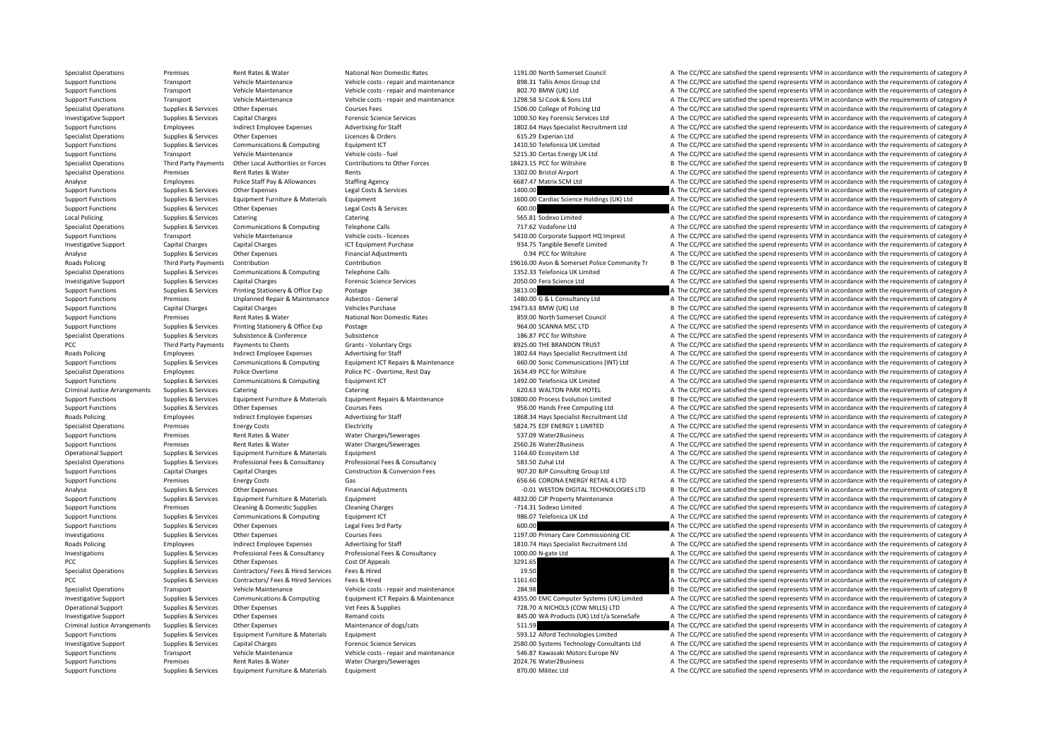| | | | | | | |
|---|---|---|---|---|---|---|
| Specialist Operations | Premises | Rent Rates & Water | National Non Domestic Rates | 1191.00 | North Somerset Council | A The CC/PCC are satisfied the spend represents VFM in accordance with the requirements of category A |
| Support Functions | Transport | Vehicle Maintenance | Vehicle costs - repair and maintenance | 898.31 | Tallis Amos Group Ltd | A The CC/PCC are satisfied the spend represents VFM in accordance with the requirements of category A |
| Support Functions | Transport | Vehicle Maintenance | Vehicle costs - repair and maintenance | 802.70 | BMW (UK) Ltd | A The CC/PCC are satisfied the spend represents VFM in accordance with the requirements of category A |
| Support Functions | Transport | Vehicle Maintenance | Vehicle costs - repair and maintenance | 1298.58 | SJ Cook & Sons Ltd | A The CC/PCC are satisfied the spend represents VFM in accordance with the requirements of category A |
| Specialist Operations | Supplies & Services | Other Expenses | Courses Fees | 1506.00 | College of Policing Ltd | A The CC/PCC are satisfied the spend represents VFM in accordance with the requirements of category A |
| Investigative Support | Supplies & Services | Capital Charges | Forensic Science Services | 1000.50 | Key Forensic Services Ltd | A The CC/PCC are satisfied the spend represents VFM in accordance with the requirements of category A |
| Support Functions | Employees | Indirect Employee Expenses | Advertising for Staff | 1802.64 | Hays Specialist Recruitment Ltd | A The CC/PCC are satisfied the spend represents VFM in accordance with the requirements of category A |
| Specialist Operations | Supplies & Services | Other Expenses | Licences & Orders | 615.29 | Experian Ltd | A The CC/PCC are satisfied the spend represents VFM in accordance with the requirements of category A |
| Support Functions | Supplies & Services | Communications & Computing | Equipment ICT | 1410.50 | Telefonica UK Limited | A The CC/PCC are satisfied the spend represents VFM in accordance with the requirements of category A |
| Support Functions | Transport | Vehicle Maintenance | Vehicle costs - fuel | 5215.30 | Certas Energy UK Ltd | A The CC/PCC are satisfied the spend represents VFM in accordance with the requirements of category A |
| Specialist Operations | Third Party Payments | Other Local Authorities or Forces | Contributions to Other Forces | 18423.15 | PCC for Wiltshire | B The CC/PCC are satisfied the spend represents VFM in accordance with the requirements of category B |
| Specialist Operations | Premises | Rent Rates & Water | Rents | 1302.00 | Bristol Airport | A The CC/PCC are satisfied the spend represents VFM in accordance with the requirements of category A |
| Analyse | Employees | Police Staff Pay & Allowances | Staffing Agency | 6687.47 | Matrix SCM Ltd | A The CC/PCC are satisfied the spend represents VFM in accordance with the requirements of category A |
| Support Functions | Supplies & Services | Other Expenses | Legal Costs & Services | 1400.00 | | A The CC/PCC are satisfied the spend represents VFM in accordance with the requirements of category A |
| Support Functions | Supplies & Services | Equipment Furniture & Materials | Equipment | 1600.00 | Cardiac Science Holdings (UK) Ltd | A The CC/PCC are satisfied the spend represents VFM in accordance with the requirements of category A |
| Support Functions | Supplies & Services | Other Expenses | Legal Costs & Services | 600.00 | | A The CC/PCC are satisfied the spend represents VFM in accordance with the requirements of category A |
| Local Policing | Supplies & Services | Catering | Catering | 565.81 | Sodexo Limited | A The CC/PCC are satisfied the spend represents VFM in accordance with the requirements of category A |
| Specialist Operations | Supplies & Services | Communications & Computing | Telephone Calls | 717.62 | Vodafone Ltd | A The CC/PCC are satisfied the spend represents VFM in accordance with the requirements of category A |
| Support Functions | Transport | Vehicle Maintenance | Vehicle costs - licences | 5410.00 | Corporate Support HQ Imprest | A The CC/PCC are satisfied the spend represents VFM in accordance with the requirements of category A |
| Investigative Support | Capital Charges | Capital Charges | ICT Equipment Purchase | 934.75 | Tangible Benefit Limited | A The CC/PCC are satisfied the spend represents VFM in accordance with the requirements of category A |
| Analyse | Supplies & Services | Other Expenses | Financial Adjustments | 0.94 | PCC for Wiltshire | A The CC/PCC are satisfied the spend represents VFM in accordance with the requirements of category A |
| Roads Policing | Third Party Payments | Contribution | Contribution | 19616.00 | Avon & Somerset Police Community Tr | B The CC/PCC are satisfied the spend represents VFM in accordance with the requirements of category B |
| Specialist Operations | Supplies & Services | Communications & Computing | Telephone Calls | 1352.33 | Telefonica UK Limited | A The CC/PCC are satisfied the spend represents VFM in accordance with the requirements of category A |
| Investigative Support | Supplies & Services | Capital Charges | Forensic Science Services | 2050.00 | Fera Science Ltd | A The CC/PCC are satisfied the spend represents VFM in accordance with the requirements of category A |
| Support Functions | Supplies & Services | Printing Stationery & Office Exp | Postage | 3813.00 | | A The CC/PCC are satisfied the spend represents VFM in accordance with the requirements of category A |
| Support Functions | Premises | Unplanned Repair & Maintenance | Asbestos - General | 1480.00 | G & L Consultancy Ltd | A The CC/PCC are satisfied the spend represents VFM in accordance with the requirements of category A |
| Support Functions | Capital Charges | Capital Charges | Vehicles Purchase | 19473.63 | BMW (UK) Ltd | B The CC/PCC are satisfied the spend represents VFM in accordance with the requirements of category B |
| Support Functions | Premises | Rent Rates & Water | National Non Domestic Rates | 859.00 | North Somerset Council | A The CC/PCC are satisfied the spend represents VFM in accordance with the requirements of category A |
| Support Functions | Supplies & Services | Printing Stationery & Office Exp | Postage | 964.00 | SCANNA MSC LTD | A The CC/PCC are satisfied the spend represents VFM in accordance with the requirements of category A |
| Specialist Operations | Supplies & Services | Subsistence & Conference | Subsistence | 186.87 | PCC for Wiltshire | A The CC/PCC are satisfied the spend represents VFM in accordance with the requirements of category A |
| PCC | Third Party Payments | Payments to Clients | Grants - Voluntary Orgs | 8925.00 | THE BRANDON TRUST | A The CC/PCC are satisfied the spend represents VFM in accordance with the requirements of category A |
| Roads Policing | Employees | Indirect Employee Expenses | Advertising for Staff | 1802.64 | Hays Specialist Recruitment Ltd | A The CC/PCC are satisfied the spend represents VFM in accordance with the requirements of category A |
| Support Functions | Supplies & Services | Communications & Computing | Equipment ICT Repairs & Maintenance | 660.00 | Sonic Communications (INT) Ltd | A The CC/PCC are satisfied the spend represents VFM in accordance with the requirements of category A |
| Specialist Operations | Employees | Police Overtime | Police PC - Overtime, Rest Day | 1634.49 | PCC for Wiltshire | A The CC/PCC are satisfied the spend represents VFM in accordance with the requirements of category A |
| Support Functions | Supplies & Services | Communications & Computing | Equipment ICT | 1492.00 | Telefonica UK Limited | A The CC/PCC are satisfied the spend represents VFM in accordance with the requirements of category A |
| Criminal Justice Arrangements | Supplies & Services | Catering | Catering | 620.63 | WALTON PARK HOTEL | A The CC/PCC are satisfied the spend represents VFM in accordance with the requirements of category A |
| Support Functions | Supplies & Services | Equipment Furniture & Materials | Equipment Repairs & Maintenance | 10800.00 | Process Evolution Limited | B The CC/PCC are satisfied the spend represents VFM in accordance with the requirements of category B |
| Support Functions | Supplies & Services | Other Expenses | Courses Fees | 956.00 | Hands Free Computing Ltd | A The CC/PCC are satisfied the spend represents VFM in accordance with the requirements of category A |
| Roads Policing | Employees | Indirect Employee Expenses | Advertising for Staff | 1868.34 | Hays Specialist Recruitment Ltd | A The CC/PCC are satisfied the spend represents VFM in accordance with the requirements of category A |
| Specialist Operations | Premises | Energy Costs | Electricity | 5824.75 | EDF ENERGY 1 LIMITED | A The CC/PCC are satisfied the spend represents VFM in accordance with the requirements of category A |
| Support Functions | Premises | Rent Rates & Water | Water Charges/Sewerages | 537.09 | Water2Business | A The CC/PCC are satisfied the spend represents VFM in accordance with the requirements of category A |
| Support Functions | Premises | Rent Rates & Water | Water Charges/Sewerages | 2560.26 | Water2Business | A The CC/PCC are satisfied the spend represents VFM in accordance with the requirements of category A |
| Operational Support | Supplies & Services | Equipment Furniture & Materials | Equipment | 1164.60 | Ecosystem Ltd | A The CC/PCC are satisfied the spend represents VFM in accordance with the requirements of category A |
| Specialist Operations | Supplies & Services | Professional Fees & Consultancy | Professional Fees & Consultancy | 583.50 | Zuhal Ltd | A The CC/PCC are satisfied the spend represents VFM in accordance with the requirements of category A |
| Support Functions | Capital Charges | Capital Charges | Construction & Conversion Fees | 907.20 | BJP Consulting Group Ltd | A The CC/PCC are satisfied the spend represents VFM in accordance with the requirements of category A |
| Support Functions | Premises | Energy Costs | Gas | 656.66 | CORONA ENERGY RETAIL 4 LTD | A The CC/PCC are satisfied the spend represents VFM in accordance with the requirements of category A |
| Analyse | Supplies & Services | Other Expenses | Financial Adjustments | -0.01 | WESTON DIGITAL TECHNOLOGIES LTD | B The CC/PCC are satisfied the spend represents VFM in accordance with the requirements of category B |
| Support Functions | Supplies & Services | Equipment Furniture & Materials | Equipment | 4832.00 | CJP Property Maintenance | A The CC/PCC are satisfied the spend represents VFM in accordance with the requirements of category A |
| Support Functions | Premises | Cleaning & Domestic Supplies | Cleaning Charges | -714.31 | Sodexo Limited | A The CC/PCC are satisfied the spend represents VFM in accordance with the requirements of category A |
| Support Functions | Supplies & Services | Communications & Computing | Equipment ICT | 986.07 | Telefonica UK Ltd | A The CC/PCC are satisfied the spend represents VFM in accordance with the requirements of category A |
| Support Functions | Supplies & Services | Other Expenses | Legal Fees 3rd Party | 600.00 | | A The CC/PCC are satisfied the spend represents VFM in accordance with the requirements of category A |
| Investigations | Supplies & Services | Other Expenses | Courses Fees | 1197.00 | Primary Care Commissioning CIC | A The CC/PCC are satisfied the spend represents VFM in accordance with the requirements of category A |
| Roads Policing | Employees | Indirect Employee Expenses | Advertising for Staff | 1810.74 | Hays Specialist Recruitment Ltd | A The CC/PCC are satisfied the spend represents VFM in accordance with the requirements of category A |
| Investigations | Supplies & Services | Professional Fees & Consultancy | Professional Fees & Consultancy | 1000.00 | N-gate Ltd | A The CC/PCC are satisfied the spend represents VFM in accordance with the requirements of category A |
| PCC | Supplies & Services | Other Expenses | Cost Of Appeals | 3291.65 | | A The CC/PCC are satisfied the spend represents VFM in accordance with the requirements of category A |
| Specialist Operations | Supplies & Services | Contractors/ Fees & Hired Services | Fees & Hired | 19.50 | | B The CC/PCC are satisfied the spend represents VFM in accordance with the requirements of category B |
| PCC | Supplies & Services | Contractors/ Fees & Hired Services | Fees & Hired | 1161.60 | | A The CC/PCC are satisfied the spend represents VFM in accordance with the requirements of category A |
| Specialist Operations | Transport | Vehicle Maintenance | Vehicle costs - repair and maintenance | 284.98 | | B The CC/PCC are satisfied the spend represents VFM in accordance with the requirements of category B |
| Investigative Support | Supplies & Services | Communications & Computing | Equipment ICT Repairs & Maintenance | 4355.00 | EMC Computer Systems (UK) Limited | A The CC/PCC are satisfied the spend represents VFM in accordance with the requirements of category A |
| Operational Support | Supplies & Services | Other Expenses | Vet Fees & Supplies | 728.70 | A NICHOLS (COW MILLS) LTD | A The CC/PCC are satisfied the spend represents VFM in accordance with the requirements of category A |
| Investigative Support | Supplies & Services | Other Expenses | Remand costs | 845.00 | WA Products (UK) Ltd t/a SceneSafe | A The CC/PCC are satisfied the spend represents VFM in accordance with the requirements of category A |
| Criminal Justice Arrangements | Supplies & Services | Other Expenses | Maintenance of dogs/cats | 511.59 | | A The CC/PCC are satisfied the spend represents VFM in accordance with the requirements of category A |
| Support Functions | Supplies & Services | Equipment Furniture & Materials | Equipment | 593.12 | Alford Technologies Limited | A The CC/PCC are satisfied the spend represents VFM in accordance with the requirements of category A |
| Investigative Support | Supplies & Services | Capital Charges | Forensic Science Services | 2580.00 | Systems Technology Consultants Ltd | A The CC/PCC are satisfied the spend represents VFM in accordance with the requirements of category A |
| Support Functions | Transport | Vehicle Maintenance | Vehicle costs - repair and maintenance | 546.87 | Kawasaki Motors Europe NV | A The CC/PCC are satisfied the spend represents VFM in accordance with the requirements of category A |
| Support Functions | Premises | Rent Rates & Water | Water Charges/Sewerages | 2024.76 | Water2Business | A The CC/PCC are satisfied the spend represents VFM in accordance with the requirements of category A |
| Support Functions | Supplies & Services | Equipment Furniture & Materials | Equipment | 870.00 | Militec Ltd | A The CC/PCC are satisfied the spend represents VFM in accordance with the requirements of category A |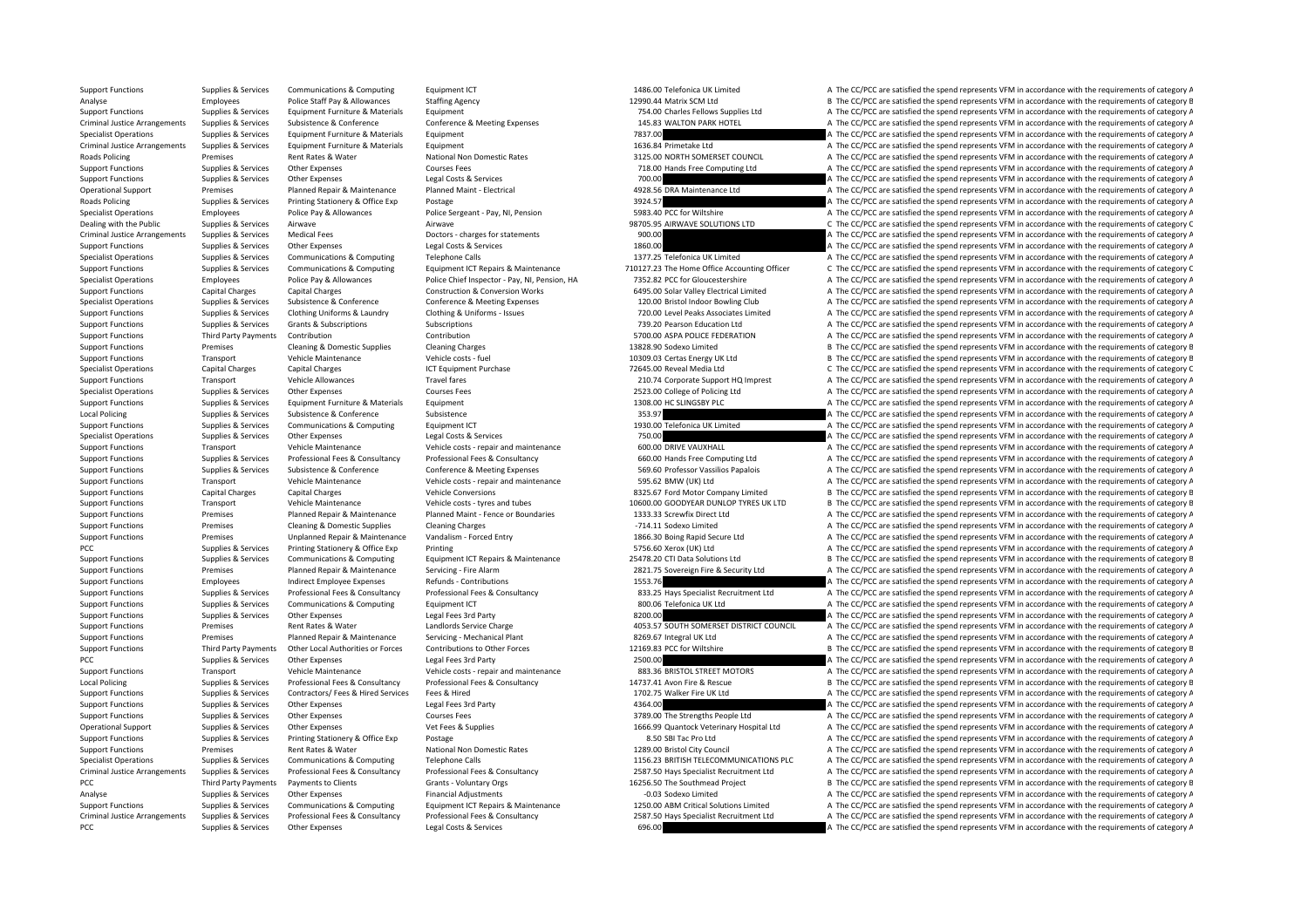| | | | | | | |
|---|---|---|---|---|---|---|
| Support Functions | Supplies & Services | Communications & Computing | Equipment ICT | 1486.00 | Telefonica UK Limited | A The CC/PCC are satisfied the spend represents VFM in accordance with the requirements of category A |
| Analyse | Employees | Police Staff Pay & Allowances | Staffing Agency | 12990.44 | Matrix SCM Ltd | B The CC/PCC are satisfied the spend represents VFM in accordance with the requirements of category B |
| Support Functions | Supplies & Services | Equipment Furniture & Materials | Equipment | 754.00 | Charles Fellows Supplies Ltd | A The CC/PCC are satisfied the spend represents VFM in accordance with the requirements of category A |
| Criminal Justice Arrangements | Supplies & Services | Subsistence & Conference | Conference & Meeting Expenses | 145.83 | WALTON PARK HOTEL | A The CC/PCC are satisfied the spend represents VFM in accordance with the requirements of category A |
| Specialist Operations | Supplies & Services | Equipment Furniture & Materials | Equipment | 7837.00 | | A The CC/PCC are satisfied the spend represents VFM in accordance with the requirements of category A |
| Criminal Justice Arrangements | Supplies & Services | Equipment Furniture & Materials | Equipment | 1636.84 | Primetake Ltd | A The CC/PCC are satisfied the spend represents VFM in accordance with the requirements of category A |
| Roads Policing | Premises | Rent Rates & Water | National Non Domestic Rates | 3125.00 | NORTH SOMERSET COUNCIL | A The CC/PCC are satisfied the spend represents VFM in accordance with the requirements of category A |
| Support Functions | Supplies & Services | Other Expenses | Courses Fees | 718.00 | Hands Free Computing Ltd | A The CC/PCC are satisfied the spend represents VFM in accordance with the requirements of category A |
| Support Functions | Supplies & Services | Other Expenses | Legal Costs & Services | 700.00 | | A The CC/PCC are satisfied the spend represents VFM in accordance with the requirements of category A |
| Operational Support | Premises | Planned Repair & Maintenance | Planned Maint - Electrical | 4928.56 | DRA Maintenance Ltd | A The CC/PCC are satisfied the spend represents VFM in accordance with the requirements of category A |
| Roads Policing | Supplies & Services | Printing Stationery & Office Exp | Postage | 3924.57 | | A The CC/PCC are satisfied the spend represents VFM in accordance with the requirements of category A |
| Specialist Operations | Employees | Police Pay & Allowances | Police Sergeant - Pay, NI, Pension | 5983.40 | PCC for Wiltshire | A The CC/PCC are satisfied the spend represents VFM in accordance with the requirements of category A |
| Dealing with the Public | Supplies & Services | Airwave | Airwave | 98705.95 | AIRWAVE SOLUTIONS LTD | C The CC/PCC are satisfied the spend represents VFM in accordance with the requirements of category C |
| Criminal Justice Arrangements | Supplies & Services | Medical Fees | Doctors - charges for statements | 900.00 | | A The CC/PCC are satisfied the spend represents VFM in accordance with the requirements of category A |
| Support Functions | Supplies & Services | Other Expenses | Legal Costs & Services | 1860.00 | | A The CC/PCC are satisfied the spend represents VFM in accordance with the requirements of category A |
| Specialist Operations | Supplies & Services | Communications & Computing | Telephone Calls | 1377.25 | Telefonica UK Limited | A The CC/PCC are satisfied the spend represents VFM in accordance with the requirements of category A |
| Support Functions | Supplies & Services | Communications & Computing | Equipment ICT Repairs & Maintenance | 710127.23 | The Home Office Accounting Officer | C The CC/PCC are satisfied the spend represents VFM in accordance with the requirements of category C |
| Specialist Operations | Employees | Police Pay & Allowances | Police Chief Inspector - Pay, NI, Pension, HA | 7352.82 | PCC for Gloucestershire | A The CC/PCC are satisfied the spend represents VFM in accordance with the requirements of category A |
| Support Functions | Capital Charges | Capital Charges | Construction & Conversion Works | 6495.00 | Solar Valley Electrical Limited | A The CC/PCC are satisfied the spend represents VFM in accordance with the requirements of category A |
| Specialist Operations | Supplies & Services | Subsistence & Conference | Conference & Meeting Expenses | 120.00 | Bristol Indoor Bowling Club | A The CC/PCC are satisfied the spend represents VFM in accordance with the requirements of category A |
| Support Functions | Supplies & Services | Clothing Uniforms & Laundry | Clothing & Uniforms - Issues | 720.00 | Level Peaks Associates Limited | A The CC/PCC are satisfied the spend represents VFM in accordance with the requirements of category A |
| Support Functions | Supplies & Services | Grants & Subscriptions | Subscriptions | 739.20 | Pearson Education Ltd | A The CC/PCC are satisfied the spend represents VFM in accordance with the requirements of category A |
| Support Functions | Third Party Payments | Contribution | Contribution | 5700.00 | ASPA POLICE FEDERATION | A The CC/PCC are satisfied the spend represents VFM in accordance with the requirements of category A |
| Support Functions | Premises | Cleaning & Domestic Supplies | Cleaning Charges | 13828.90 | Sodexo Limited | B The CC/PCC are satisfied the spend represents VFM in accordance with the requirements of category B |
| Support Functions | Transport | Vehicle Maintenance | Vehicle costs - fuel | 10309.03 | Certas Energy UK Ltd | B The CC/PCC are satisfied the spend represents VFM in accordance with the requirements of category B |
| Specialist Operations | Capital Charges | Capital Charges | ICT Equipment Purchase | 72645.00 | Reveal Media Ltd | C The CC/PCC are satisfied the spend represents VFM in accordance with the requirements of category C |
| Support Functions | Transport | Vehicle Allowances | Travel fares | 210.74 | Corporate Support HQ Imprest | A The CC/PCC are satisfied the spend represents VFM in accordance with the requirements of category A |
| Specialist Operations | Supplies & Services | Other Expenses | Courses Fees | 2523.00 | College of Policing Ltd | A The CC/PCC are satisfied the spend represents VFM in accordance with the requirements of category A |
| Support Functions | Supplies & Services | Equipment Furniture & Materials | Equipment | 1308.00 | HC SLINGSBY PLC | A The CC/PCC are satisfied the spend represents VFM in accordance with the requirements of category A |
| Local Policing | Supplies & Services | Subsistence & Conference | Subsistence | 353.97 | | A The CC/PCC are satisfied the spend represents VFM in accordance with the requirements of category A |
| Support Functions | Supplies & Services | Communications & Computing | Equipment ICT | 1930.00 | Telefonica UK Limited | A The CC/PCC are satisfied the spend represents VFM in accordance with the requirements of category A |
| Specialist Operations | Supplies & Services | Other Expenses | Legal Costs & Services | 750.00 | | A The CC/PCC are satisfied the spend represents VFM in accordance with the requirements of category A |
| Support Functions | Transport | Vehicle Maintenance | Vehicle costs - repair and maintenance | 600.00 | DRIVE VAUXHALL | A The CC/PCC are satisfied the spend represents VFM in accordance with the requirements of category A |
| Support Functions | Supplies & Services | Professional Fees & Consultancy | Professional Fees & Consultancy | 660.00 | Hands Free Computing Ltd | A The CC/PCC are satisfied the spend represents VFM in accordance with the requirements of category A |
| Support Functions | Supplies & Services | Subsistence & Conference | Conference & Meeting Expenses | 569.60 | Professor Vassilios Papalois | A The CC/PCC are satisfied the spend represents VFM in accordance with the requirements of category A |
| Support Functions | Transport | Vehicle Maintenance | Vehicle costs - repair and maintenance | 595.62 | BMW (UK) Ltd | A The CC/PCC are satisfied the spend represents VFM in accordance with the requirements of category A |
| Support Functions | Capital Charges | Capital Charges | Vehicle Conversions | 8325.67 | Ford Motor Company Limited | B The CC/PCC are satisfied the spend represents VFM in accordance with the requirements of category B |
| Support Functions | Transport | Vehicle Maintenance | Vehicle costs - tyres and tubes | 10600.00 | GOODYEAR DUNLOP TYRES UK LTD | B The CC/PCC are satisfied the spend represents VFM in accordance with the requirements of category B |
| Support Functions | Premises | Planned Repair & Maintenance | Planned Maint - Fence or Boundaries | 1333.33 | Screwfix Direct Ltd | A The CC/PCC are satisfied the spend represents VFM in accordance with the requirements of category A |
| Support Functions | Premises | Cleaning & Domestic Supplies | Cleaning Charges | -714.11 | Sodexo Limited | A The CC/PCC are satisfied the spend represents VFM in accordance with the requirements of category A |
| Support Functions | Premises | Unplanned Repair & Maintenance | Vandalism - Forced Entry | 1866.30 | Boing Rapid Secure Ltd | A The CC/PCC are satisfied the spend represents VFM in accordance with the requirements of category A |
| PCC | Supplies & Services | Printing Stationery & Office Exp | Printing | 5756.60 | Xerox (UK) Ltd | A The CC/PCC are satisfied the spend represents VFM in accordance with the requirements of category A |
| Support Functions | Supplies & Services | Communications & Computing | Equipment ICT Repairs & Maintenance | 25478.20 | CTI Data Solutions Ltd | B The CC/PCC are satisfied the spend represents VFM in accordance with the requirements of category B |
| Support Functions | Premises | Planned Repair & Maintenance | Servicing - Fire Alarm | 2821.75 | Sovereign Fire & Security Ltd | A The CC/PCC are satisfied the spend represents VFM in accordance with the requirements of category A |
| Support Functions | Employees | Indirect Employee Expenses | Refunds - Contributions | 1553.76 | | A The CC/PCC are satisfied the spend represents VFM in accordance with the requirements of category A |
| Support Functions | Supplies & Services | Professional Fees & Consultancy | Professional Fees & Consultancy | 833.25 | Hays Specialist Recruitment Ltd | A The CC/PCC are satisfied the spend represents VFM in accordance with the requirements of category A |
| Support Functions | Supplies & Services | Communications & Computing | Equipment ICT | 800.06 | Telefonica UK Ltd | A The CC/PCC are satisfied the spend represents VFM in accordance with the requirements of category A |
| Support Functions | Supplies & Services | Other Expenses | Legal Fees 3rd Party | 8200.00 | | A The CC/PCC are satisfied the spend represents VFM in accordance with the requirements of category A |
| Support Functions | Premises | Rent Rates & Water | Landlords Service Charge | 4053.57 | SOUTH SOMERSET DISTRICT COUNCIL | A The CC/PCC are satisfied the spend represents VFM in accordance with the requirements of category A |
| Support Functions | Premises | Planned Repair & Maintenance | Servicing - Mechanical Plant | 8269.67 | Integral UK Ltd | A The CC/PCC are satisfied the spend represents VFM in accordance with the requirements of category A |
| Support Functions | Third Party Payments | Other Local Authorities or Forces | Contributions to Other Forces | 12169.83 | PCC for Wiltshire | B The CC/PCC are satisfied the spend represents VFM in accordance with the requirements of category B |
| PCC | Supplies & Services | Other Expenses | Legal Fees 3rd Party | 2500.00 | | A The CC/PCC are satisfied the spend represents VFM in accordance with the requirements of category A |
| Support Functions | Transport | Vehicle Maintenance | Vehicle costs - repair and maintenance | 883.36 | BRISTOL STREET MOTORS | A The CC/PCC are satisfied the spend represents VFM in accordance with the requirements of category A |
| Local Policing | Supplies & Services | Professional Fees & Consultancy | Professional Fees & Consultancy | 14737.41 | Avon Fire & Rescue | B The CC/PCC are satisfied the spend represents VFM in accordance with the requirements of category B |
| Support Functions | Supplies & Services | Contractors/ Fees & Hired Services | Fees & Hired | 1702.75 | Walker Fire UK Ltd | A The CC/PCC are satisfied the spend represents VFM in accordance with the requirements of category A |
| Support Functions | Supplies & Services | Other Expenses | Legal Fees 3rd Party | 4364.00 | | A The CC/PCC are satisfied the spend represents VFM in accordance with the requirements of category A |
| Support Functions | Supplies & Services | Other Expenses | Courses Fees | 3789.00 | The Strengths People Ltd | A The CC/PCC are satisfied the spend represents VFM in accordance with the requirements of category A |
| Operational Support | Supplies & Services | Other Expenses | Vet Fees & Supplies | 1666.99 | Quantock Veterinary Hospital Ltd | A The CC/PCC are satisfied the spend represents VFM in accordance with the requirements of category A |
| Support Functions | Supplies & Services | Printing Stationery & Office Exp | Postage | 8.50 | SBI Tac Pro Ltd | A The CC/PCC are satisfied the spend represents VFM in accordance with the requirements of category A |
| Support Functions | Premises | Rent Rates & Water | National Non Domestic Rates | 1289.00 | Bristol City Council | A The CC/PCC are satisfied the spend represents VFM in accordance with the requirements of category A |
| Specialist Operations | Supplies & Services | Communications & Computing | Telephone Calls | 1156.23 | BRITISH TELECOMMUNICATIONS PLC | A The CC/PCC are satisfied the spend represents VFM in accordance with the requirements of category A |
| Criminal Justice Arrangements | Supplies & Services | Professional Fees & Consultancy | Professional Fees & Consultancy | 2587.50 | Hays Specialist Recruitment Ltd | A The CC/PCC are satisfied the spend represents VFM in accordance with the requirements of category A |
| PCC | Third Party Payments | Payments to Clients | Grants - Voluntary Orgs | 16256.50 | The Southmead Project | B The CC/PCC are satisfied the spend represents VFM in accordance with the requirements of category B |
| Analyse | Supplies & Services | Other Expenses | Financial Adjustments | -0.03 | Sodexo Limited | A The CC/PCC are satisfied the spend represents VFM in accordance with the requirements of category A |
| Support Functions | Supplies & Services | Communications & Computing | Equipment ICT Repairs & Maintenance | 1250.00 | ABM Critical Solutions Limited | A The CC/PCC are satisfied the spend represents VFM in accordance with the requirements of category A |
| Criminal Justice Arrangements | Supplies & Services | Professional Fees & Consultancy | Professional Fees & Consultancy | 2587.50 | Hays Specialist Recruitment Ltd | A The CC/PCC are satisfied the spend represents VFM in accordance with the requirements of category A |
| PCC | Supplies & Services | Other Expenses | Legal Costs & Services | 696.00 | | A The CC/PCC are satisfied the spend represents VFM in accordance with the requirements of category A |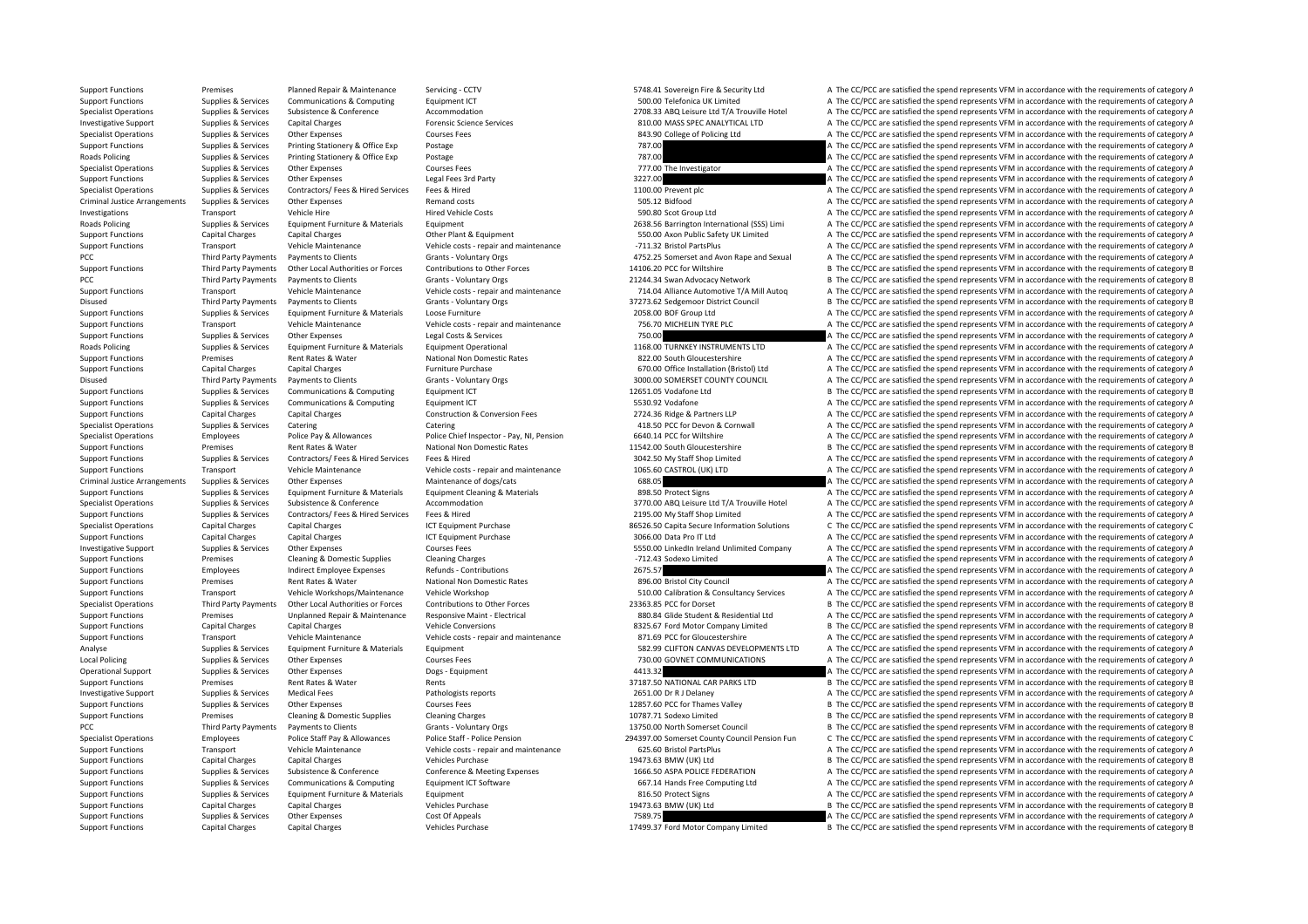| | | | | | | |
|---|---|---|---|---|---|---|
| Support Functions | Premises | Planned Repair & Maintenance | Servicing - CCTV | 5748.41 | Sovereign Fire & Security Ltd | A The CC/PCC are satisfied the spend represents VFM in accordance with the requirements of category A |
| Support Functions | Supplies & Services | Communications & Computing | Equipment ICT | 500.00 | Telefonica UK Limited | A The CC/PCC are satisfied the spend represents VFM in accordance with the requirements of category A |
| Specialist Operations | Supplies & Services | Subsistence & Conference | Accommodation | 2708.33 | ABQ Leisure Ltd T/A Trouville Hotel | A The CC/PCC are satisfied the spend represents VFM in accordance with the requirements of category A |
| Investigative Support | Supplies & Services | Capital Charges | Forensic Science Services | 810.00 | MASS SPEC ANALYTICAL LTD | A The CC/PCC are satisfied the spend represents VFM in accordance with the requirements of category A |
| Specialist Operations | Supplies & Services | Other Expenses | Courses Fees | 843.90 | College of Policing Ltd | A The CC/PCC are satisfied the spend represents VFM in accordance with the requirements of category A |
| Support Functions | Supplies & Services | Printing Stationery & Office Exp | Postage | 787.00 | | A The CC/PCC are satisfied the spend represents VFM in accordance with the requirements of category A |
| Roads Policing | Supplies & Services | Printing Stationery & Office Exp | Postage | 787.00 | | A The CC/PCC are satisfied the spend represents VFM in accordance with the requirements of category A |
| Specialist Operations | Supplies & Services | Other Expenses | Courses Fees | 777.00 | The Investigator | A The CC/PCC are satisfied the spend represents VFM in accordance with the requirements of category A |
| Support Functions | Supplies & Services | Other Expenses | Legal Fees 3rd Party | 3227.00 | | A The CC/PCC are satisfied the spend represents VFM in accordance with the requirements of category A |
| Specialist Operations | Supplies & Services | Contractors/ Fees & Hired Services | Fees & Hired | 1100.00 | Prevent plc | A The CC/PCC are satisfied the spend represents VFM in accordance with the requirements of category A |
| Criminal Justice Arrangements | Supplies & Services | Other Expenses | Remand costs | 505.12 | Bidfood | A The CC/PCC are satisfied the spend represents VFM in accordance with the requirements of category A |
| Investigations | Transport | Vehicle Hire | Hired Vehicle Costs | 590.80 | Scot Group Ltd | A The CC/PCC are satisfied the spend represents VFM in accordance with the requirements of category A |
| Roads Policing | Supplies & Services | Equipment Furniture & Materials | Equipment | 2638.56 | Barrington International (SSS) Limi | A The CC/PCC are satisfied the spend represents VFM in accordance with the requirements of category A |
| Support Functions | Capital Charges | Capital Charges | Other Plant & Equipment | 550.00 | Axon Public Safety UK Limited | A The CC/PCC are satisfied the spend represents VFM in accordance with the requirements of category A |
| Support Functions | Transport | Vehicle Maintenance | Vehicle costs - repair and maintenance | -711.32 | Bristol PartsPlus | A The CC/PCC are satisfied the spend represents VFM in accordance with the requirements of category A |
| PCC | Third Party Payments | Payments to Clients | Grants - Voluntary Orgs | 4752.25 | Somerset and Avon Rape and Sexual | A The CC/PCC are satisfied the spend represents VFM in accordance with the requirements of category A |
| Support Functions | Third Party Payments | Other Local Authorities or Forces | Contributions to Other Forces | 14106.20 | PCC for Wiltshire | B The CC/PCC are satisfied the spend represents VFM in accordance with the requirements of category B |
| PCC | Third Party Payments | Payments to Clients | Grants - Voluntary Orgs | 21244.34 | Swan Advocacy Network | B The CC/PCC are satisfied the spend represents VFM in accordance with the requirements of category B |
| Support Functions | Transport | Vehicle Maintenance | Vehicle costs - repair and maintenance | 714.04 | Alliance Automotive T/A Mill Autoq | A The CC/PCC are satisfied the spend represents VFM in accordance with the requirements of category A |
| Disused | Third Party Payments | Payments to Clients | Grants - Voluntary Orgs | 37273.62 | Sedgemoor District Council | B The CC/PCC are satisfied the spend represents VFM in accordance with the requirements of category B |
| Support Functions | Supplies & Services | Equipment Furniture & Materials | Loose Furniture | 2058.00 | BOF Group Ltd | A The CC/PCC are satisfied the spend represents VFM in accordance with the requirements of category A |
| Support Functions | Transport | Vehicle Maintenance | Vehicle costs - repair and maintenance | 756.70 | MICHELIN TYRE PLC | A The CC/PCC are satisfied the spend represents VFM in accordance with the requirements of category A |
| Support Functions | Supplies & Services | Other Expenses | Legal Costs & Services | 750.00 | | A The CC/PCC are satisfied the spend represents VFM in accordance with the requirements of category A |
| Roads Policing | Supplies & Services | Equipment Furniture & Materials | Equipment Operational | 1168.00 | TURNKEY INSTRUMENTS LTD | A The CC/PCC are satisfied the spend represents VFM in accordance with the requirements of category A |
| Support Functions | Premises | Rent Rates & Water | National Non Domestic Rates | 822.00 | South Gloucestershire | A The CC/PCC are satisfied the spend represents VFM in accordance with the requirements of category A |
| Support Functions | Capital Charges | Capital Charges | Furniture Purchase | 670.00 | Office Installation (Bristol) Ltd | A The CC/PCC are satisfied the spend represents VFM in accordance with the requirements of category A |
| Disused | Third Party Payments | Payments to Clients | Grants - Voluntary Orgs | 3000.00 | SOMERSET COUNTY COUNCIL | A The CC/PCC are satisfied the spend represents VFM in accordance with the requirements of category A |
| Support Functions | Supplies & Services | Communications & Computing | Equipment ICT | 12651.05 | Vodafone Ltd | B The CC/PCC are satisfied the spend represents VFM in accordance with the requirements of category B |
| Support Functions | Supplies & Services | Communications & Computing | Equipment ICT | 5530.92 | Vodafone | A The CC/PCC are satisfied the spend represents VFM in accordance with the requirements of category A |
| Support Functions | Capital Charges | Capital Charges | Construction & Conversion Fees | 2724.36 | Ridge & Partners LLP | A The CC/PCC are satisfied the spend represents VFM in accordance with the requirements of category A |
| Specialist Operations | Supplies & Services | Catering | Catering | 418.50 | PCC for Devon & Cornwall | A The CC/PCC are satisfied the spend represents VFM in accordance with the requirements of category A |
| Specialist Operations | Employees | Police Pay & Allowances | Police Chief Inspector - Pay, NI, Pension | 6640.14 | PCC for Wiltshire | A The CC/PCC are satisfied the spend represents VFM in accordance with the requirements of category A |
| Support Functions | Premises | Rent Rates & Water | National Non Domestic Rates | 11542.00 | South Gloucestershire | B The CC/PCC are satisfied the spend represents VFM in accordance with the requirements of category B |
| Support Functions | Supplies & Services | Contractors/ Fees & Hired Services | Fees & Hired | 3042.50 | My Staff Shop Limited | A The CC/PCC are satisfied the spend represents VFM in accordance with the requirements of category A |
| Support Functions | Transport | Vehicle Maintenance | Vehicle costs - repair and maintenance | 1065.60 | CASTROL (UK) LTD | A The CC/PCC are satisfied the spend represents VFM in accordance with the requirements of category A |
| Criminal Justice Arrangements | Supplies & Services | Other Expenses | Maintenance of dogs/cats | 688.05 | | A The CC/PCC are satisfied the spend represents VFM in accordance with the requirements of category A |
| Support Functions | Supplies & Services | Equipment Furniture & Materials | Equipment Cleaning & Materials | 898.50 | Protect Signs | A The CC/PCC are satisfied the spend represents VFM in accordance with the requirements of category A |
| Specialist Operations | Supplies & Services | Subsistence & Conference | Accommodation | 3770.00 | ABQ Leisure Ltd T/A Trouville Hotel | A The CC/PCC are satisfied the spend represents VFM in accordance with the requirements of category A |
| Support Functions | Supplies & Services | Contractors/ Fees & Hired Services | Fees & Hired | 2195.00 | My Staff Shop Limited | A The CC/PCC are satisfied the spend represents VFM in accordance with the requirements of category A |
| Specialist Operations | Capital Charges | Capital Charges | ICT Equipment Purchase | 86526.50 | Capita Secure Information Solutions | C The CC/PCC are satisfied the spend represents VFM in accordance with the requirements of category C |
| Support Functions | Capital Charges | Capital Charges | ICT Equipment Purchase | 3066.00 | Data Pro IT Ltd | A The CC/PCC are satisfied the spend represents VFM in accordance with the requirements of category A |
| Investigative Support | Supplies & Services | Other Expenses | Courses Fees | 5550.00 | LinkedIn Ireland Unlimited Company | A The CC/PCC are satisfied the spend represents VFM in accordance with the requirements of category A |
| Support Functions | Premises | Cleaning & Domestic Supplies | Cleaning Charges | -712.43 | Sodexo Limited | A The CC/PCC are satisfied the spend represents VFM in accordance with the requirements of category A |
| Support Functions | Employees | Indirect Employee Expenses | Refunds - Contributions | 2675.57 | | A The CC/PCC are satisfied the spend represents VFM in accordance with the requirements of category A |
| Support Functions | Premises | Rent Rates & Water | National Non Domestic Rates | 896.00 | Bristol City Council | A The CC/PCC are satisfied the spend represents VFM in accordance with the requirements of category A |
| Support Functions | Transport | Vehicle Workshops/Maintenance | Vehicle Workshop | 510.00 | Calibration & Consultancy Services | A The CC/PCC are satisfied the spend represents VFM in accordance with the requirements of category A |
| Specialist Operations | Third Party Payments | Other Local Authorities or Forces | Contributions to Other Forces | 23363.85 | PCC for Dorset | B The CC/PCC are satisfied the spend represents VFM in accordance with the requirements of category B |
| Support Functions | Premises | Unplanned Repair & Maintenance | Responsive Maint - Electrical | 880.84 | Glide Student & Residential Ltd | A The CC/PCC are satisfied the spend represents VFM in accordance with the requirements of category A |
| Support Functions | Capital Charges | Capital Charges | Vehicle Conversions | 8325.67 | Ford Motor Company Limited | B The CC/PCC are satisfied the spend represents VFM in accordance with the requirements of category B |
| Support Functions | Transport | Vehicle Maintenance | Vehicle costs - repair and maintenance | 871.69 | PCC for Gloucestershire | A The CC/PCC are satisfied the spend represents VFM in accordance with the requirements of category A |
| Analyse | Supplies & Services | Equipment Furniture & Materials | Equipment | 582.99 | CLIFTON CANVAS DEVELOPMENTS LTD | A The CC/PCC are satisfied the spend represents VFM in accordance with the requirements of category A |
| Local Policing | Supplies & Services | Other Expenses | Courses Fees | 730.00 | GOVNET COMMUNICATIONS | A The CC/PCC are satisfied the spend represents VFM in accordance with the requirements of category A |
| Operational Support | Supplies & Services | Other Expenses | Dogs - Equipment | 4413.32 | | A The CC/PCC are satisfied the spend represents VFM in accordance with the requirements of category A |
| Support Functions | Premises | Rent Rates & Water | Rents | 37187.50 | NATIONAL CAR PARKS LTD | B The CC/PCC are satisfied the spend represents VFM in accordance with the requirements of category B |
| Investigative Support | Supplies & Services | Medical Fees | Pathologists reports | 2651.00 | Dr R J Delaney | A The CC/PCC are satisfied the spend represents VFM in accordance with the requirements of category A |
| Support Functions | Supplies & Services | Other Expenses | Courses Fees | 12857.60 | PCC for Thames Valley | B The CC/PCC are satisfied the spend represents VFM in accordance with the requirements of category B |
| Support Functions | Premises | Cleaning & Domestic Supplies | Cleaning Charges | 10787.71 | Sodexo Limited | B The CC/PCC are satisfied the spend represents VFM in accordance with the requirements of category B |
| PCC | Third Party Payments | Payments to Clients | Grants - Voluntary Orgs | 13750.00 | North Somerset Council | B The CC/PCC are satisfied the spend represents VFM in accordance with the requirements of category B |
| Specialist Operations | Employees | Police Staff Pay & Allowances | Police Staff - Police Pension | 294397.00 | Somerset County Council Pension Fun | C The CC/PCC are satisfied the spend represents VFM in accordance with the requirements of category C |
| Support Functions | Transport | Vehicle Maintenance | Vehicle costs - repair and maintenance | 625.60 | Bristol PartsPlus | A The CC/PCC are satisfied the spend represents VFM in accordance with the requirements of category A |
| Support Functions | Capital Charges | Capital Charges | Vehicles Purchase | 19473.63 | BMW (UK) Ltd | B The CC/PCC are satisfied the spend represents VFM in accordance with the requirements of category B |
| Support Functions | Supplies & Services | Subsistence & Conference | Conference & Meeting Expenses | 1666.50 | ASPA POLICE FEDERATION | A The CC/PCC are satisfied the spend represents VFM in accordance with the requirements of category A |
| Support Functions | Supplies & Services | Communications & Computing | Equipment ICT Software | 667.14 | Hands Free Computing Ltd | A The CC/PCC are satisfied the spend represents VFM in accordance with the requirements of category A |
| Support Functions | Supplies & Services | Equipment Furniture & Materials | Equipment | 816.50 | Protect Signs | A The CC/PCC are satisfied the spend represents VFM in accordance with the requirements of category A |
| Support Functions | Capital Charges | Capital Charges | Vehicles Purchase | 19473.63 | BMW (UK) Ltd | B The CC/PCC are satisfied the spend represents VFM in accordance with the requirements of category B |
| Support Functions | Supplies & Services | Other Expenses | Cost Of Appeals | 7589.75 | | A The CC/PCC are satisfied the spend represents VFM in accordance with the requirements of category A |
| Support Functions | Capital Charges | Capital Charges | Vehicles Purchase | 17499.37 | Ford Motor Company Limited | B The CC/PCC are satisfied the spend represents VFM in accordance with the requirements of category B |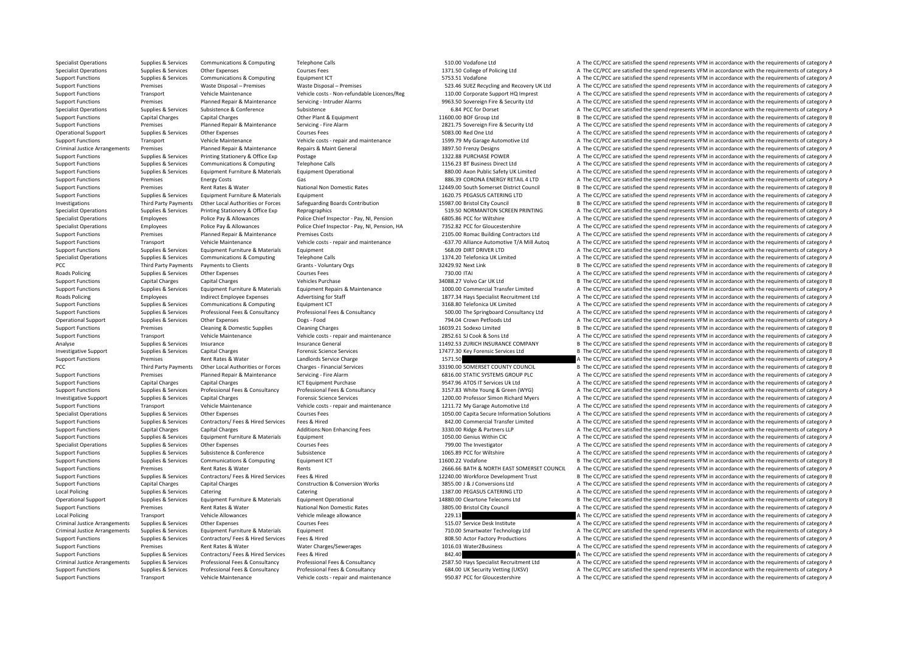| | | | | | | |
|---|---|---|---|---|---|---|
| Specialist Operations | Supplies & Services | Communications & Computing | Telephone Calls | 510.00 | Vodafone Ltd | A The CC/PCC are satisfied the spend represents VFM in accordance with the requirements of category A |
| Specialist Operations | Supplies & Services | Other Expenses | Courses Fees | 1371.50 | College of Policing Ltd | A The CC/PCC are satisfied the spend represents VFM in accordance with the requirements of category A |
| Support Functions | Supplies & Services | Communications & Computing | Equipment ICT | 5753.51 | Vodafone | A The CC/PCC are satisfied the spend represents VFM in accordance with the requirements of category A |
| Support Functions | Premises | Waste Disposal – Premises | Waste Disposal – Premises | 523.46 | SUEZ Recycling and Recovery UK Ltd | A The CC/PCC are satisfied the spend represents VFM in accordance with the requirements of category A |
| Support Functions | Transport | Vehicle Maintenance | Vehicle costs - Non-refundable Licences/Reg | 110.00 | Corporate Support HQ Imprest | A The CC/PCC are satisfied the spend represents VFM in accordance with the requirements of category A |
| Support Functions | Premises | Planned Repair & Maintenance | Servicing - Intruder Alarms | 9963.50 | Sovereign Fire & Security Ltd | A The CC/PCC are satisfied the spend represents VFM in accordance with the requirements of category A |
| Specialist Operations | Supplies & Services | Subsistence & Conference | Subsistence | 6.84 | PCC for Dorset | A The CC/PCC are satisfied the spend represents VFM in accordance with the requirements of category A |
| Support Functions | Capital Charges | Capital Charges | Other Plant & Equipment | 11600.00 | BOF Group Ltd | B The CC/PCC are satisfied the spend represents VFM in accordance with the requirements of category B |
| Support Functions | Premises | Planned Repair & Maintenance | Servicing - Fire Alarm | 2821.75 | Sovereign Fire & Security Ltd | A The CC/PCC are satisfied the spend represents VFM in accordance with the requirements of category A |
| Operational Support | Supplies & Services | Other Expenses | Courses Fees | 5083.00 | Red One Ltd | A The CC/PCC are satisfied the spend represents VFM in accordance with the requirements of category A |
| Support Functions | Transport | Vehicle Maintenance | Vehicle costs - repair and maintenance | 1599.79 | My Garage Automotive Ltd | A The CC/PCC are satisfied the spend represents VFM in accordance with the requirements of category A |
| Criminal Justice Arrangements | Premises | Planned Repair & Maintenance | Repairs & Maint General | 3897.50 | Frenzy Designs | A The CC/PCC are satisfied the spend represents VFM in accordance with the requirements of category A |
| Support Functions | Supplies & Services | Printing Stationery & Office Exp | Postage | 1322.88 | PURCHASE POWER | A The CC/PCC are satisfied the spend represents VFM in accordance with the requirements of category A |
| Support Functions | Supplies & Services | Communications & Computing | Telephone Calls | 1156.23 | BT Business Direct Ltd | A The CC/PCC are satisfied the spend represents VFM in accordance with the requirements of category A |
| Support Functions | Supplies & Services | Equipment Furniture & Materials | Equipment Operational | 880.00 | Axon Public Safety UK Limited | A The CC/PCC are satisfied the spend represents VFM in accordance with the requirements of category A |
| Support Functions | Premises | Energy Costs | Gas | 886.39 | CORONA ENERGY RETAIL 4 LTD | A The CC/PCC are satisfied the spend represents VFM in accordance with the requirements of category A |
| Support Functions | Premises | Rent Rates & Water | National Non Domestic Rates | 12449.00 | South Somerset District Council | B The CC/PCC are satisfied the spend represents VFM in accordance with the requirements of category B |
| Support Functions | Supplies & Services | Equipment Furniture & Materials | Equipment | 1620.75 | PEGASUS CATERING LTD | A The CC/PCC are satisfied the spend represents VFM in accordance with the requirements of category A |
| Investigations | Third Party Payments | Other Local Authorities or Forces | Safeguarding Boards Contribution | 15987.00 | Bristol City Council | B The CC/PCC are satisfied the spend represents VFM in accordance with the requirements of category B |
| Specialist Operations | Supplies & Services | Printing Stationery & Office Exp | Reprographics | 519.50 | NORMANTON SCREEN PRINTING | A The CC/PCC are satisfied the spend represents VFM in accordance with the requirements of category A |
| Specialist Operations | Employees | Police Pay & Allowances | Police Chief Inspector - Pay, NI, Pension | 6805.86 | PCC for Wiltshire | A The CC/PCC are satisfied the spend represents VFM in accordance with the requirements of category A |
| Specialist Operations | Employees | Police Pay & Allowances | Police Chief Inspector - Pay, NI, Pension, HA | 7352.82 | PCC for Gloucestershire | A The CC/PCC are satisfied the spend represents VFM in accordance with the requirements of category A |
| Support Functions | Premises | Planned Repair & Maintenance | Premises Costs | 2105.00 | Romac Building Contractors Ltd | A The CC/PCC are satisfied the spend represents VFM in accordance with the requirements of category A |
| Support Functions | Transport | Vehicle Maintenance | Vehicle costs - repair and maintenance | -637.70 | Alliance Automotive T/A Mill Autoq | A The CC/PCC are satisfied the spend represents VFM in accordance with the requirements of category A |
| Support Functions | Supplies & Services | Equipment Furniture & Materials | Equipment | 568.09 | DIRT DRIVER LTD | A The CC/PCC are satisfied the spend represents VFM in accordance with the requirements of category A |
| Specialist Operations | Supplies & Services | Communications & Computing | Telephone Calls | 1374.20 | Telefonica UK Limited | A The CC/PCC are satisfied the spend represents VFM in accordance with the requirements of category A |
| PCC | Third Party Payments | Payments to Clients | Grants - Voluntary Orgs | 32429.92 | Next Link | B The CC/PCC are satisfied the spend represents VFM in accordance with the requirements of category B |
| Roads Policing | Supplies & Services | Other Expenses | Courses Fees | 730.00 | ITAI | A The CC/PCC are satisfied the spend represents VFM in accordance with the requirements of category A |
| Support Functions | Capital Charges | Capital Charges | Vehicles Purchase | 34088.27 | Volvo Car UK Ltd | B The CC/PCC are satisfied the spend represents VFM in accordance with the requirements of category B |
| Support Functions | Supplies & Services | Equipment Furniture & Materials | Equipment Repairs & Maintenance | 1000.00 | Commercial Transfer Limited | A The CC/PCC are satisfied the spend represents VFM in accordance with the requirements of category A |
| Roads Policing | Employees | Indirect Employee Expenses | Advertising for Staff | 1877.34 | Hays Specialist Recruitment Ltd | A The CC/PCC are satisfied the spend represents VFM in accordance with the requirements of category A |
| Support Functions | Supplies & Services | Communications & Computing | Equipment ICT | 3168.80 | Telefonica UK Limited | A The CC/PCC are satisfied the spend represents VFM in accordance with the requirements of category A |
| Support Functions | Supplies & Services | Professional Fees & Consultancy | Professional Fees & Consultancy | 500.00 | The Springboard Consultancy Ltd | A The CC/PCC are satisfied the spend represents VFM in accordance with the requirements of category A |
| Operational Support | Supplies & Services | Other Expenses | Dogs - Food | 794.04 | Crown Petfoods Ltd | A The CC/PCC are satisfied the spend represents VFM in accordance with the requirements of category A |
| Support Functions | Premises | Cleaning & Domestic Supplies | Cleaning Charges | 16039.21 | Sodexo Limited | B The CC/PCC are satisfied the spend represents VFM in accordance with the requirements of category B |
| Support Functions | Transport | Vehicle Maintenance | Vehicle costs - repair and maintenance | 2852.61 | SJ Cook & Sons Ltd | A The CC/PCC are satisfied the spend represents VFM in accordance with the requirements of category A |
| Analyse | Supplies & Services | Insurance | Insurance General | 11492.53 | ZURICH INSURANCE COMPANY | B The CC/PCC are satisfied the spend represents VFM in accordance with the requirements of category B |
| Investigative Support | Supplies & Services | Capital Charges | Forensic Science Services | 17477.30 | Key Forensic Services Ltd | B The CC/PCC are satisfied the spend represents VFM in accordance with the requirements of category B |
| Support Functions | Premises | Rent Rates & Water | Landlords Service Charge | 1571.50 | | A The CC/PCC are satisfied the spend represents VFM in accordance with the requirements of category A |
| PCC | Third Party Payments | Other Local Authorities or Forces | Charges - Financial Services | 33190.00 | SOMERSET COUNTY COUNCIL | B The CC/PCC are satisfied the spend represents VFM in accordance with the requirements of category B |
| Support Functions | Premises | Planned Repair & Maintenance | Servicing - Fire Alarm | 6816.00 | STATIC SYSTEMS GROUP PLC | A The CC/PCC are satisfied the spend represents VFM in accordance with the requirements of category A |
| Support Functions | Capital Charges | Capital Charges | ICT Equipment Purchase | 9547.96 | ATOS IT Services Uk Ltd | A The CC/PCC are satisfied the spend represents VFM in accordance with the requirements of category A |
| Support Functions | Supplies & Services | Professional Fees & Consultancy | Professional Fees & Consultancy | 3157.83 | White Young & Green (WYG) | A The CC/PCC are satisfied the spend represents VFM in accordance with the requirements of category A |
| Investigative Support | Supplies & Services | Capital Charges | Forensic Science Services | 1200.00 | Professor Simon Richard Myers | A The CC/PCC are satisfied the spend represents VFM in accordance with the requirements of category A |
| Support Functions | Transport | Vehicle Maintenance | Vehicle costs - repair and maintenance | 1211.72 | My Garage Automotive Ltd | A The CC/PCC are satisfied the spend represents VFM in accordance with the requirements of category A |
| Specialist Operations | Supplies & Services | Other Expenses | Courses Fees | 1050.00 | Capita Secure Information Solutions | A The CC/PCC are satisfied the spend represents VFM in accordance with the requirements of category A |
| Support Functions | Supplies & Services | Contractors/ Fees & Hired Services | Fees & Hired | 842.00 | Commercial Transfer Limited | A The CC/PCC are satisfied the spend represents VFM in accordance with the requirements of category A |
| Support Functions | Capital Charges | Capital Charges | Additions:Non Enhancing Fees | 3330.00 | Ridge & Partners LLP | A The CC/PCC are satisfied the spend represents VFM in accordance with the requirements of category A |
| Support Functions | Supplies & Services | Equipment Furniture & Materials | Equipment | 1050.00 | Genius Within CIC | A The CC/PCC are satisfied the spend represents VFM in accordance with the requirements of category A |
| Specialist Operations | Supplies & Services | Other Expenses | Courses Fees | 799.00 | The Investigator | A The CC/PCC are satisfied the spend represents VFM in accordance with the requirements of category A |
| Support Functions | Supplies & Services | Subsistence & Conference | Subsistence | 1065.89 | PCC for Wiltshire | A The CC/PCC are satisfied the spend represents VFM in accordance with the requirements of category A |
| Support Functions | Supplies & Services | Communications & Computing | Equipment ICT | 11600.22 | Vodafone | B The CC/PCC are satisfied the spend represents VFM in accordance with the requirements of category B |
| Support Functions | Premises | Rent Rates & Water | Rents | 2666.66 | BATH & NORTH EAST SOMERSET COUNCIL | A The CC/PCC are satisfied the spend represents VFM in accordance with the requirements of category A |
| Support Functions | Supplies & Services | Contractors/ Fees & Hired Services | Fees & Hired | 12240.00 | Workforce Development Trust | B The CC/PCC are satisfied the spend represents VFM in accordance with the requirements of category B |
| Support Functions | Capital Charges | Capital Charges | Construction & Conversion Works | 3855.00 | J & J Conversions Ltd | A The CC/PCC are satisfied the spend represents VFM in accordance with the requirements of category A |
| Local Policing | Supplies & Services | Catering | Catering | 1387.00 | PEGASUS CATERING LTD | A The CC/PCC are satisfied the spend represents VFM in accordance with the requirements of category A |
| Operational Support | Supplies & Services | Equipment Furniture & Materials | Equipment Operational | 14880.00 | Cleartone Telecoms Ltd | B The CC/PCC are satisfied the spend represents VFM in accordance with the requirements of category B |
| Support Functions | Premises | Rent Rates & Water | National Non Domestic Rates | 3805.00 | Bristol City Council | A The CC/PCC are satisfied the spend represents VFM in accordance with the requirements of category A |
| Local Policing | Transport | Vehicle Allowances | Vehicle mileage allowance | 229.13 | | A The CC/PCC are satisfied the spend represents VFM in accordance with the requirements of category A |
| Criminal Justice Arrangements | Supplies & Services | Other Expenses | Courses Fees | 515.07 | Service Desk Institute | A The CC/PCC are satisfied the spend represents VFM in accordance with the requirements of category A |
| Criminal Justice Arrangements | Supplies & Services | Equipment Furniture & Materials | Equipment | 710.00 | Smartwater Technology Ltd | A The CC/PCC are satisfied the spend represents VFM in accordance with the requirements of category A |
| Support Functions | Supplies & Services | Contractors/ Fees & Hired Services | Fees & Hired | 808.50 | Actor Factory Productions | A The CC/PCC are satisfied the spend represents VFM in accordance with the requirements of category A |
| Support Functions | Premises | Rent Rates & Water | Water Charges/Sewerages | 1016.03 | Water2Business | A The CC/PCC are satisfied the spend represents VFM in accordance with the requirements of category A |
| Support Functions | Supplies & Services | Contractors/ Fees & Hired Services | Fees & Hired | 842.40 | | A The CC/PCC are satisfied the spend represents VFM in accordance with the requirements of category A |
| Criminal Justice Arrangements | Supplies & Services | Professional Fees & Consultancy | Professional Fees & Consultancy | 2587.50 | Hays Specialist Recruitment Ltd | A The CC/PCC are satisfied the spend represents VFM in accordance with the requirements of category A |
| Support Functions | Supplies & Services | Professional Fees & Consultancy | Professional Fees & Consultancy | 684.00 | UK Security Vetting (UKSV) | A The CC/PCC are satisfied the spend represents VFM in accordance with the requirements of category A |
| Support Functions | Transport | Vehicle Maintenance | Vehicle costs - repair and maintenance | 950.87 | PCC for Gloucestershire | A The CC/PCC are satisfied the spend represents VFM in accordance with the requirements of category A |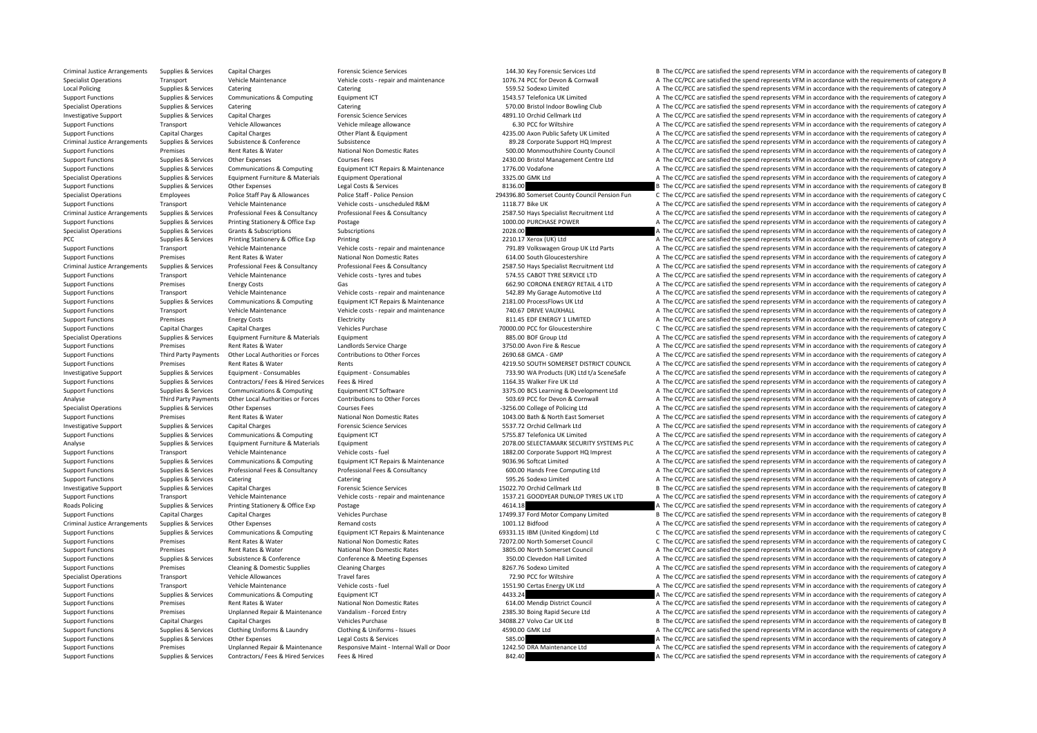| | | | | | | | |
|---|---|---|---|---|---|---|---|
| Criminal Justice Arrangements | Supplies & Services | Capital Charges | Forensic Science Services | 144.30 | Key Forensic Services Ltd | B | The CC/PCC are satisfied the spend represents VFM in accordance with the requirements of category B |
| Specialist Operations | Transport | Vehicle Maintenance | Vehicle costs - repair and maintenance | 1076.74 | PCC for Devon & Cornwall | A | The CC/PCC are satisfied the spend represents VFM in accordance with the requirements of category A |
| Local Policing | Supplies & Services | Catering | Catering | 559.52 | Sodexo Limited | A | The CC/PCC are satisfied the spend represents VFM in accordance with the requirements of category A |
| Support Functions | Supplies & Services | Communications & Computing | Equipment ICT | 1543.57 | Telefonica UK Limited | A | The CC/PCC are satisfied the spend represents VFM in accordance with the requirements of category A |
| Specialist Operations | Supplies & Services | Catering | Catering | 570.00 | Bristol Indoor Bowling Club | A | The CC/PCC are satisfied the spend represents VFM in accordance with the requirements of category A |
| Investigative Support | Supplies & Services | Capital Charges | Forensic Science Services | 4891.10 | Orchid Cellmark Ltd | A | The CC/PCC are satisfied the spend represents VFM in accordance with the requirements of category A |
| Support Functions | Transport | Vehicle Allowances | Vehicle mileage allowance | 6.30 | PCC for Wiltshire | A | The CC/PCC are satisfied the spend represents VFM in accordance with the requirements of category A |
| Support Functions | Capital Charges | Capital Charges | Other Plant & Equipment | 4235.00 | Axon Public Safety UK Limited | A | The CC/PCC are satisfied the spend represents VFM in accordance with the requirements of category A |
| Criminal Justice Arrangements | Supplies & Services | Subsistence & Conference | Subsistence | 89.28 | Corporate Support HQ Imprest | A | The CC/PCC are satisfied the spend represents VFM in accordance with the requirements of category A |
| Support Functions | Premises | Rent Rates & Water | National Non Domestic Rates | 500.00 | Monmouthshire County Council | A | The CC/PCC are satisfied the spend represents VFM in accordance with the requirements of category A |
| Support Functions | Supplies & Services | Other Expenses | Courses Fees | 2430.00 | Bristol Management Centre Ltd | A | The CC/PCC are satisfied the spend represents VFM in accordance with the requirements of category A |
| Support Functions | Supplies & Services | Communications & Computing | Equipment ICT Repairs & Maintenance | 1776.00 | Vodafone | A | The CC/PCC are satisfied the spend represents VFM in accordance with the requirements of category A |
| Specialist Operations | Supplies & Services | Equipment Furniture & Materials | Equipment Operational | 3325.00 | GMK Ltd | A | The CC/PCC are satisfied the spend represents VFM in accordance with the requirements of category A |
| Support Functions | Supplies & Services | Other Expenses | Legal Costs & Services | 8136.00 | | B | The CC/PCC are satisfied the spend represents VFM in accordance with the requirements of category B |
| Specialist Operations | Employees | Police Staff Pay & Allowances | Police Staff - Police Pension | 294396.80 | Somerset County Council Pension Fun | C | The CC/PCC are satisfied the spend represents VFM in accordance with the requirements of category C |
| Support Functions | Transport | Vehicle Maintenance | Vehicle costs - unscheduled R&M | 1118.77 | Bike UK | A | The CC/PCC are satisfied the spend represents VFM in accordance with the requirements of category A |
| Criminal Justice Arrangements | Supplies & Services | Professional Fees & Consultancy | Professional Fees & Consultancy | 2587.50 | Hays Specialist Recruitment Ltd | A | The CC/PCC are satisfied the spend represents VFM in accordance with the requirements of category A |
| Support Functions | Supplies & Services | Printing Stationery & Office Exp | Postage | 1000.00 | PURCHASE POWER | A | The CC/PCC are satisfied the spend represents VFM in accordance with the requirements of category A |
| Specialist Operations | Supplies & Services | Grants & Subscriptions | Subscriptions | 2028.00 | | A | The CC/PCC are satisfied the spend represents VFM in accordance with the requirements of category A |
| PCC | Supplies & Services | Printing Stationery & Office Exp | Printing | 2210.17 | Xerox (UK) Ltd | A | The CC/PCC are satisfied the spend represents VFM in accordance with the requirements of category A |
| Support Functions | Transport | Vehicle Maintenance | Vehicle costs - repair and maintenance | 791.89 | Volkswagen Group UK Ltd Parts | A | The CC/PCC are satisfied the spend represents VFM in accordance with the requirements of category A |
| Support Functions | Premises | Rent Rates & Water | National Non Domestic Rates | 614.00 | South Gloucestershire | A | The CC/PCC are satisfied the spend represents VFM in accordance with the requirements of category A |
| Criminal Justice Arrangements | Supplies & Services | Professional Fees & Consultancy | Professional Fees & Consultancy | 2587.50 | Hays Specialist Recruitment Ltd | A | The CC/PCC are satisfied the spend represents VFM in accordance with the requirements of category A |
| Support Functions | Transport | Vehicle Maintenance | Vehicle costs - tyres and tubes | 574.55 | CABOT TYRE SERVICE LTD | A | The CC/PCC are satisfied the spend represents VFM in accordance with the requirements of category A |
| Support Functions | Premises | Energy Costs | Gas | 662.90 | CORONA ENERGY RETAIL 4 LTD | A | The CC/PCC are satisfied the spend represents VFM in accordance with the requirements of category A |
| Support Functions | Transport | Vehicle Maintenance | Vehicle costs - repair and maintenance | 542.89 | My Garage Automotive Ltd | A | The CC/PCC are satisfied the spend represents VFM in accordance with the requirements of category A |
| Support Functions | Supplies & Services | Communications & Computing | Equipment ICT Repairs & Maintenance | 2181.00 | ProcessFlows UK Ltd | A | The CC/PCC are satisfied the spend represents VFM in accordance with the requirements of category A |
| Support Functions | Transport | Vehicle Maintenance | Vehicle costs - repair and maintenance | 740.67 | DRIVE VAUXHALL | A | The CC/PCC are satisfied the spend represents VFM in accordance with the requirements of category A |
| Support Functions | Premises | Energy Costs | Electricity | 811.45 | EDF ENERGY 1 LIMITED | A | The CC/PCC are satisfied the spend represents VFM in accordance with the requirements of category A |
| Support Functions | Capital Charges | Capital Charges | Vehicles Purchase | 70000.00 | PCC for Gloucestershire | C | The CC/PCC are satisfied the spend represents VFM in accordance with the requirements of category C |
| Specialist Operations | Supplies & Services | Equipment Furniture & Materials | Equipment | 885.00 | BOF Group Ltd | A | The CC/PCC are satisfied the spend represents VFM in accordance with the requirements of category A |
| Support Functions | Premises | Rent Rates & Water | Landlords Service Charge | 3750.00 | Avon Fire & Rescue | A | The CC/PCC are satisfied the spend represents VFM in accordance with the requirements of category A |
| Support Functions | Third Party Payments | Other Local Authorities or Forces | Contributions to Other Forces | 2690.68 | GMCA - GMP | A | The CC/PCC are satisfied the spend represents VFM in accordance with the requirements of category A |
| Support Functions | Premises | Rent Rates & Water | Rents | 4219.50 | SOUTH SOMERSET DISTRICT COUNCIL | A | The CC/PCC are satisfied the spend represents VFM in accordance with the requirements of category A |
| Investigative Support | Supplies & Services | Equipment - Consumables | Equipment - Consumables | 733.90 | WA Products (UK) Ltd t/a SceneSafe | A | The CC/PCC are satisfied the spend represents VFM in accordance with the requirements of category A |
| Support Functions | Supplies & Services | Contractors/ Fees & Hired Services | Fees & Hired | 1164.35 | Walker Fire UK Ltd | A | The CC/PCC are satisfied the spend represents VFM in accordance with the requirements of category A |
| Support Functions | Supplies & Services | Communications & Computing | Equipment ICT Software | 3375.00 | BCS Learning & Development Ltd | A | The CC/PCC are satisfied the spend represents VFM in accordance with the requirements of category A |
| Analyse | Third Party Payments | Other Local Authorities or Forces | Contributions to Other Forces | 503.69 | PCC for Devon & Cornwall | A | The CC/PCC are satisfied the spend represents VFM in accordance with the requirements of category A |
| Specialist Operations | Supplies & Services | Other Expenses | Courses Fees | -3256.00 | College of Policing Ltd | A | The CC/PCC are satisfied the spend represents VFM in accordance with the requirements of category A |
| Support Functions | Premises | Rent Rates & Water | National Non Domestic Rates | 1043.00 | Bath & North East Somerset | A | The CC/PCC are satisfied the spend represents VFM in accordance with the requirements of category A |
| Investigative Support | Supplies & Services | Capital Charges | Forensic Science Services | 5537.72 | Orchid Cellmark Ltd | A | The CC/PCC are satisfied the spend represents VFM in accordance with the requirements of category A |
| Support Functions | Supplies & Services | Communications & Computing | Equipment ICT | 5755.87 | Telefonica UK Limited | A | The CC/PCC are satisfied the spend represents VFM in accordance with the requirements of category A |
| Analyse | Supplies & Services | Equipment Furniture & Materials | Equipment | 2078.00 | SELECTAMARK SECURITY SYSTEMS PLC | A | The CC/PCC are satisfied the spend represents VFM in accordance with the requirements of category A |
| Support Functions | Transport | Vehicle Maintenance | Vehicle costs - fuel | 1882.00 | Corporate Support HQ Imprest | A | The CC/PCC are satisfied the spend represents VFM in accordance with the requirements of category A |
| Support Functions | Supplies & Services | Communications & Computing | Equipment ICT Repairs & Maintenance | 9036.96 | Softcat Limited | A | The CC/PCC are satisfied the spend represents VFM in accordance with the requirements of category A |
| Support Functions | Supplies & Services | Professional Fees & Consultancy | Professional Fees & Consultancy | 600.00 | Hands Free Computing Ltd | A | The CC/PCC are satisfied the spend represents VFM in accordance with the requirements of category A |
| Support Functions | Supplies & Services | Catering | Catering | 595.26 | Sodexo Limited | A | The CC/PCC are satisfied the spend represents VFM in accordance with the requirements of category A |
| Investigative Support | Supplies & Services | Capital Charges | Forensic Science Services | 15022.70 | Orchid Cellmark Ltd | B | The CC/PCC are satisfied the spend represents VFM in accordance with the requirements of category B |
| Support Functions | Transport | Vehicle Maintenance | Vehicle costs - repair and maintenance | 1537.21 | GOODYEAR DUNLOP TYRES UK LTD | A | The CC/PCC are satisfied the spend represents VFM in accordance with the requirements of category A |
| Roads Policing | Supplies & Services | Printing Stationery & Office Exp | Postage | 4614.18 | | A | The CC/PCC are satisfied the spend represents VFM in accordance with the requirements of category A |
| Support Functions | Capital Charges | Capital Charges | Vehicles Purchase | 17499.37 | Ford Motor Company Limited | B | The CC/PCC are satisfied the spend represents VFM in accordance with the requirements of category B |
| Criminal Justice Arrangements | Supplies & Services | Other Expenses | Remand costs | 1001.12 | Bidfood | A | The CC/PCC are satisfied the spend represents VFM in accordance with the requirements of category A |
| Support Functions | Supplies & Services | Communications & Computing | Equipment ICT Repairs & Maintenance | 69331.15 | IBM (United Kingdom) Ltd | C | The CC/PCC are satisfied the spend represents VFM in accordance with the requirements of category C |
| Support Functions | Premises | Rent Rates & Water | National Non Domestic Rates | 72072.00 | North Somerset Council | C | The CC/PCC are satisfied the spend represents VFM in accordance with the requirements of category C |
| Support Functions | Premises | Rent Rates & Water | National Non Domestic Rates | 3805.00 | North Somerset Council | A | The CC/PCC are satisfied the spend represents VFM in accordance with the requirements of category A |
| Support Functions | Supplies & Services | Subsistence & Conference | Conference & Meeting Expenses | 350.00 | Clevedon Hall Limited | A | The CC/PCC are satisfied the spend represents VFM in accordance with the requirements of category A |
| Support Functions | Premises | Cleaning & Domestic Supplies | Cleaning Charges | 8267.76 | Sodexo Limited | A | The CC/PCC are satisfied the spend represents VFM in accordance with the requirements of category A |
| Specialist Operations | Transport | Vehicle Allowances | Travel fares | 72.90 | PCC for Wiltshire | A | The CC/PCC are satisfied the spend represents VFM in accordance with the requirements of category A |
| Support Functions | Transport | Vehicle Maintenance | Vehicle costs - fuel | 1551.90 | Certas Energy UK Ltd | A | The CC/PCC are satisfied the spend represents VFM in accordance with the requirements of category A |
| Support Functions | Supplies & Services | Communications & Computing | Equipment ICT | 4433.24 | | A | The CC/PCC are satisfied the spend represents VFM in accordance with the requirements of category A |
| Support Functions | Premises | Rent Rates & Water | National Non Domestic Rates | 614.00 | Mendip District Council | A | The CC/PCC are satisfied the spend represents VFM in accordance with the requirements of category A |
| Support Functions | Premises | Unplanned Repair & Maintenance | Vandalism - Forced Entry | 2385.30 | Boing Rapid Secure Ltd | A | The CC/PCC are satisfied the spend represents VFM in accordance with the requirements of category A |
| Support Functions | Capital Charges | Capital Charges | Vehicles Purchase | 34088.27 | Volvo Car UK Ltd | B | The CC/PCC are satisfied the spend represents VFM in accordance with the requirements of category B |
| Support Functions | Supplies & Services | Clothing Uniforms & Laundry | Clothing & Uniforms - Issues | 4590.00 | GMK Ltd | A | The CC/PCC are satisfied the spend represents VFM in accordance with the requirements of category A |
| Support Functions | Supplies & Services | Other Expenses | Legal Costs & Services | 585.00 | | A | The CC/PCC are satisfied the spend represents VFM in accordance with the requirements of category A |
| Support Functions | Premises | Unplanned Repair & Maintenance | Responsive Maint - Internal Wall or Door | 1242.50 | DRA Maintenance Ltd | A | The CC/PCC are satisfied the spend represents VFM in accordance with the requirements of category A |
| Support Functions | Supplies & Services | Contractors/ Fees & Hired Services | Fees & Hired | 842.40 | | A | The CC/PCC are satisfied the spend represents VFM in accordance with the requirements of category A |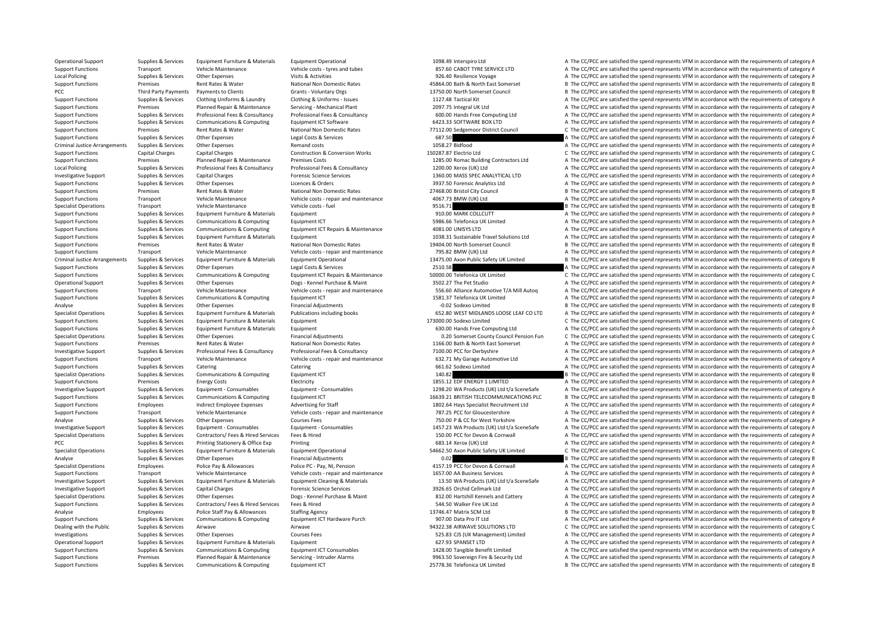| | | | | | | | |
|---|---|---|---|---|---|---|---|
| Operational Support | Supplies & Services | Equipment Furniture & Materials | Equipment Operational | 1098.49 | Interspiro Ltd | A | The CC/PCC are satisfied the spend represents VFM in accordance with the requirements of category A |
| Support Functions | Transport | Vehicle Maintenance | Vehicle costs - tyres and tubes | 857.60 | CABOT TYRE SERVICE LTD | A | The CC/PCC are satisfied the spend represents VFM in accordance with the requirements of category A |
| Local Policing | Supplies & Services | Other Expenses | Visits & Activities | 926.40 | Resilience Voyage | A | The CC/PCC are satisfied the spend represents VFM in accordance with the requirements of category A |
| Support Functions | Premises | Rent Rates & Water | National Non Domestic Rates | 45864.00 | Bath & North East Somerset | B | The CC/PCC are satisfied the spend represents VFM in accordance with the requirements of category B |
| PCC | Third Party Payments | Payments to Clients | Grants - Voluntary Orgs | 13750.00 | North Somerset Council | B | The CC/PCC are satisfied the spend represents VFM in accordance with the requirements of category B |
| Support Functions | Supplies & Services | Clothing Uniforms & Laundry | Clothing & Uniforms - Issues | 1127.48 | Tactical Kit | A | The CC/PCC are satisfied the spend represents VFM in accordance with the requirements of category A |
| Support Functions | Premises | Planned Repair & Maintenance | Servicing - Mechanical Plant | 2097.75 | Integral UK Ltd | A | The CC/PCC are satisfied the spend represents VFM in accordance with the requirements of category A |
| Support Functions | Supplies & Services | Professional Fees & Consultancy | Professional Fees & Consultancy | 600.00 | Hands Free Computing Ltd | A | The CC/PCC are satisfied the spend represents VFM in accordance with the requirements of category A |
| Support Functions | Supplies & Services | Communications & Computing | Equipment ICT Software | 6423.33 | SOFTWARE BOX LTD | A | The CC/PCC are satisfied the spend represents VFM in accordance with the requirements of category A |
| Support Functions | Premises | Rent Rates & Water | National Non Domestic Rates | 77112.00 | Sedgemoor District Council | C | The CC/PCC are satisfied the spend represents VFM in accordance with the requirements of category C |
| Support Functions | Supplies & Services | Other Expenses | Legal Costs & Services | 687.50 | | A | The CC/PCC are satisfied the spend represents VFM in accordance with the requirements of category A |
| Criminal Justice Arrangements | Supplies & Services | Other Expenses | Remand costs | 1058.27 | Bidfood | A | The CC/PCC are satisfied the spend represents VFM in accordance with the requirements of category A |
| Support Functions | Capital Charges | Capital Charges | Construction & Conversion Works | 150287.87 | Electrio Ltd | C | The CC/PCC are satisfied the spend represents VFM in accordance with the requirements of category C |
| Support Functions | Premises | Planned Repair & Maintenance | Premises Costs | 1285.00 | Romac Building Contractors Ltd | A | The CC/PCC are satisfied the spend represents VFM in accordance with the requirements of category A |
| Local Policing | Supplies & Services | Professional Fees & Consultancy | Professional Fees & Consultancy | 1200.00 | Xerox (UK) Ltd | A | The CC/PCC are satisfied the spend represents VFM in accordance with the requirements of category A |
| Investigative Support | Supplies & Services | Capital Charges | Forensic Science Services | 1360.00 | MASS SPEC ANALYTICAL LTD | A | The CC/PCC are satisfied the spend represents VFM in accordance with the requirements of category A |
| Support Functions | Supplies & Services | Other Expenses | Licences & Orders | 3937.50 | Forensic Analytics Ltd | A | The CC/PCC are satisfied the spend represents VFM in accordance with the requirements of category A |
| Support Functions | Premises | Rent Rates & Water | National Non Domestic Rates | 27468.00 | Bristol City Council | B | The CC/PCC are satisfied the spend represents VFM in accordance with the requirements of category B |
| Support Functions | Transport | Vehicle Maintenance | Vehicle costs - repair and maintenance | 4067.73 | BMW (UK) Ltd | A | The CC/PCC are satisfied the spend represents VFM in accordance with the requirements of category A |
| Specialist Operations | Transport | Vehicle Maintenance | Vehicle costs - fuel | 9516.71 | | B | The CC/PCC are satisfied the spend represents VFM in accordance with the requirements of category B |
| Support Functions | Supplies & Services | Equipment Furniture & Materials | Equipment | 910.00 | MARK COLLCUTT | A | The CC/PCC are satisfied the spend represents VFM in accordance with the requirements of category A |
| Support Functions | Supplies & Services | Communications & Computing | Equipment ICT | 5986.66 | Telefonica UK Limited | A | The CC/PCC are satisfied the spend represents VFM in accordance with the requirements of category A |
| Support Functions | Supplies & Services | Communications & Computing | Equipment ICT Repairs & Maintenance | 4081.00 | UNISYS LTD | A | The CC/PCC are satisfied the spend represents VFM in accordance with the requirements of category A |
| Support Functions | Supplies & Services | Equipment Furniture & Materials | Equipment | 1038.31 | Sustainable Travel Solutions Ltd | A | The CC/PCC are satisfied the spend represents VFM in accordance with the requirements of category A |
| Support Functions | Premises | Rent Rates & Water | National Non Domestic Rates | 19404.00 | North Somerset Council | B | The CC/PCC are satisfied the spend represents VFM in accordance with the requirements of category B |
| Support Functions | Transport | Vehicle Maintenance | Vehicle costs - repair and maintenance | 795.82 | BMW (UK) Ltd | A | The CC/PCC are satisfied the spend represents VFM in accordance with the requirements of category A |
| Criminal Justice Arrangements | Supplies & Services | Equipment Furniture & Materials | Equipment Operational | 13475.00 | Axon Public Safety UK Limited | B | The CC/PCC are satisfied the spend represents VFM in accordance with the requirements of category B |
| Support Functions | Supplies & Services | Other Expenses | Legal Costs & Services | 2510.58 | | A | The CC/PCC are satisfied the spend represents VFM in accordance with the requirements of category A |
| Support Functions | Supplies & Services | Communications & Computing | Equipment ICT Repairs & Maintenance | 50000.00 | Telefonica UK Limited | C | The CC/PCC are satisfied the spend represents VFM in accordance with the requirements of category C |
| Operational Support | Supplies & Services | Other Expenses | Dogs - Kennel Purchase & Maint | 3502.27 | The Pet Studio | A | The CC/PCC are satisfied the spend represents VFM in accordance with the requirements of category A |
| Support Functions | Transport | Vehicle Maintenance | Vehicle costs - repair and maintenance | 556.60 | Alliance Automotive T/A Mill Autoq | A | The CC/PCC are satisfied the spend represents VFM in accordance with the requirements of category A |
| Support Functions | Supplies & Services | Communications & Computing | Equipment ICT | 1581.37 | Telefonica UK Limited | A | The CC/PCC are satisfied the spend represents VFM in accordance with the requirements of category A |
| Analyse | Supplies & Services | Other Expenses | Financial Adjustments | -0.02 | Sodexo Limited | B | The CC/PCC are satisfied the spend represents VFM in accordance with the requirements of category B |
| Specialist Operations | Supplies & Services | Equipment Furniture & Materials | Publications including books | 652.80 | WEST MIDLANDS LOOSE LEAF CO LTD | A | The CC/PCC are satisfied the spend represents VFM in accordance with the requirements of category A |
| Support Functions | Supplies & Services | Equipment Furniture & Materials | Equipment | 173000.00 | Sodexo Limited | C | The CC/PCC are satisfied the spend represents VFM in accordance with the requirements of category C |
| Support Functions | Supplies & Services | Equipment Furniture & Materials | Equipment | 630.00 | Hands Free Computing Ltd | A | The CC/PCC are satisfied the spend represents VFM in accordance with the requirements of category A |
| Specialist Operations | Supplies & Services | Other Expenses | Financial Adjustments | 0.20 | Somerset County Council Pension Fun | C | The CC/PCC are satisfied the spend represents VFM in accordance with the requirements of category C |
| Support Functions | Premises | Rent Rates & Water | National Non Domestic Rates | 1166.00 | Bath & North East Somerset | A | The CC/PCC are satisfied the spend represents VFM in accordance with the requirements of category A |
| Investigative Support | Supplies & Services | Professional Fees & Consultancy | Professional Fees & Consultancy | 7100.00 | PCC for Derbyshire | A | The CC/PCC are satisfied the spend represents VFM in accordance with the requirements of category A |
| Support Functions | Transport | Vehicle Maintenance | Vehicle costs - repair and maintenance | 632.71 | My Garage Automotive Ltd | A | The CC/PCC are satisfied the spend represents VFM in accordance with the requirements of category A |
| Support Functions | Supplies & Services | Catering | Catering | 661.62 | Sodexo Limited | A | The CC/PCC are satisfied the spend represents VFM in accordance with the requirements of category A |
| Specialist Operations | Supplies & Services | Communications & Computing | Equipment ICT | 140.82 | | B | The CC/PCC are satisfied the spend represents VFM in accordance with the requirements of category B |
| Support Functions | Premises | Energy Costs | Electricity | 1855.12 | EDF ENERGY 1 LIMITED | A | The CC/PCC are satisfied the spend represents VFM in accordance with the requirements of category A |
| Investigative Support | Supplies & Services | Equipment - Consumables | Equipment - Consumables | 1298.20 | WA Products (UK) Ltd t/a SceneSafe | A | The CC/PCC are satisfied the spend represents VFM in accordance with the requirements of category A |
| Support Functions | Supplies & Services | Communications & Computing | Equipment ICT | 16639.21 | BRITISH TELECOMMUNICATIONS PLC | B | The CC/PCC are satisfied the spend represents VFM in accordance with the requirements of category B |
| Support Functions | Employees | Indirect Employee Expenses | Advertising for Staff | 1802.64 | Hays Specialist Recruitment Ltd | A | The CC/PCC are satisfied the spend represents VFM in accordance with the requirements of category A |
| Support Functions | Transport | Vehicle Maintenance | Vehicle costs - repair and maintenance | 787.25 | PCC for Gloucestershire | A | The CC/PCC are satisfied the spend represents VFM in accordance with the requirements of category A |
| Analyse | Supplies & Services | Other Expenses | Courses Fees | 750.00 | P & CC for West Yorkshire | A | The CC/PCC are satisfied the spend represents VFM in accordance with the requirements of category A |
| Investigative Support | Supplies & Services | Equipment - Consumables | Equipment - Consumables | 1457.23 | WA Products (UK) Ltd t/a SceneSafe | A | The CC/PCC are satisfied the spend represents VFM in accordance with the requirements of category A |
| Specialist Operations | Supplies & Services | Contractors/ Fees & Hired Services | Fees & Hired | 150.00 | PCC for Devon & Cornwall | A | The CC/PCC are satisfied the spend represents VFM in accordance with the requirements of category A |
| PCC | Supplies & Services | Printing Stationery & Office Exp | Printing | 683.14 | Xerox (UK) Ltd | A | The CC/PCC are satisfied the spend represents VFM in accordance with the requirements of category A |
| Specialist Operations | Supplies & Services | Equipment Furniture & Materials | Equipment Operational | 54662.50 | Axon Public Safety UK Limited | C | The CC/PCC are satisfied the spend represents VFM in accordance with the requirements of category C |
| Analyse | Supplies & Services | Other Expenses | Financial Adjustments | 0.02 | | B | The CC/PCC are satisfied the spend represents VFM in accordance with the requirements of category B |
| Specialist Operations | Employees | Police Pay & Allowances | Police PC - Pay, NI, Pension | 4157.19 | PCC for Devon & Cornwall | A | The CC/PCC are satisfied the spend represents VFM in accordance with the requirements of category A |
| Support Functions | Transport | Vehicle Maintenance | Vehicle costs - repair and maintenance | 1657.00 | AA Business Services | A | The CC/PCC are satisfied the spend represents VFM in accordance with the requirements of category A |
| Investigative Support | Supplies & Services | Equipment Furniture & Materials | Equipment Cleaning & Materials | 13.50 | WA Products (UK) Ltd t/a SceneSafe | A | The CC/PCC are satisfied the spend represents VFM in accordance with the requirements of category A |
| Investigative Support | Supplies & Services | Capital Charges | Forensic Science Services | 3926.65 | Orchid Cellmark Ltd | A | The CC/PCC are satisfied the spend represents VFM in accordance with the requirements of category A |
| Specialist Operations | Supplies & Services | Other Expenses | Dogs - Kennel Purchase & Maint | 812.00 | Hartshill Kennels and Cattery | A | The CC/PCC are satisfied the spend represents VFM in accordance with the requirements of category A |
| Support Functions | Supplies & Services | Contractors/ Fees & Hired Services | Fees & Hired | 544.50 | Walker Fire UK Ltd | A | The CC/PCC are satisfied the spend represents VFM in accordance with the requirements of category A |
| Analyse | Employees | Police Staff Pay & Allowances | Staffing Agency | 13746.47 | Matrix SCM Ltd | B | The CC/PCC are satisfied the spend represents VFM in accordance with the requirements of category B |
| Support Functions | Supplies & Services | Communications & Computing | Equipment ICT Hardware Purch | 907.00 | Data Pro IT Ltd | A | The CC/PCC are satisfied the spend represents VFM in accordance with the requirements of category A |
| Dealing with the Public | Supplies & Services | Airwave | Airwave | 94322.38 | AIRWAVE SOLUTIONS LTD | C | The CC/PCC are satisfied the spend represents VFM in accordance with the requirements of category C |
| Investigations | Supplies & Services | Other Expenses | Courses Fees | 525.83 | CJS (UK Management) Limited | A | The CC/PCC are satisfied the spend represents VFM in accordance with the requirements of category A |
| Operational Support | Supplies & Services | Equipment Furniture & Materials | Equipment | 627.93 | SPANSET LTD | A | The CC/PCC are satisfied the spend represents VFM in accordance with the requirements of category A |
| Support Functions | Supplies & Services | Communications & Computing | Equipment ICT Consumables | 1428.00 | Tangible Benefit Limited | A | The CC/PCC are satisfied the spend represents VFM in accordance with the requirements of category A |
| Support Functions | Premises | Planned Repair & Maintenance | Servicing - Intruder Alarms | 9963.50 | Sovereign Fire & Security Ltd | A | The CC/PCC are satisfied the spend represents VFM in accordance with the requirements of category A |
| Support Functions | Supplies & Services | Communications & Computing | Equipment ICT | 25778.36 | Telefonica UK Limited | B | The CC/PCC are satisfied the spend represents VFM in accordance with the requirements of category B |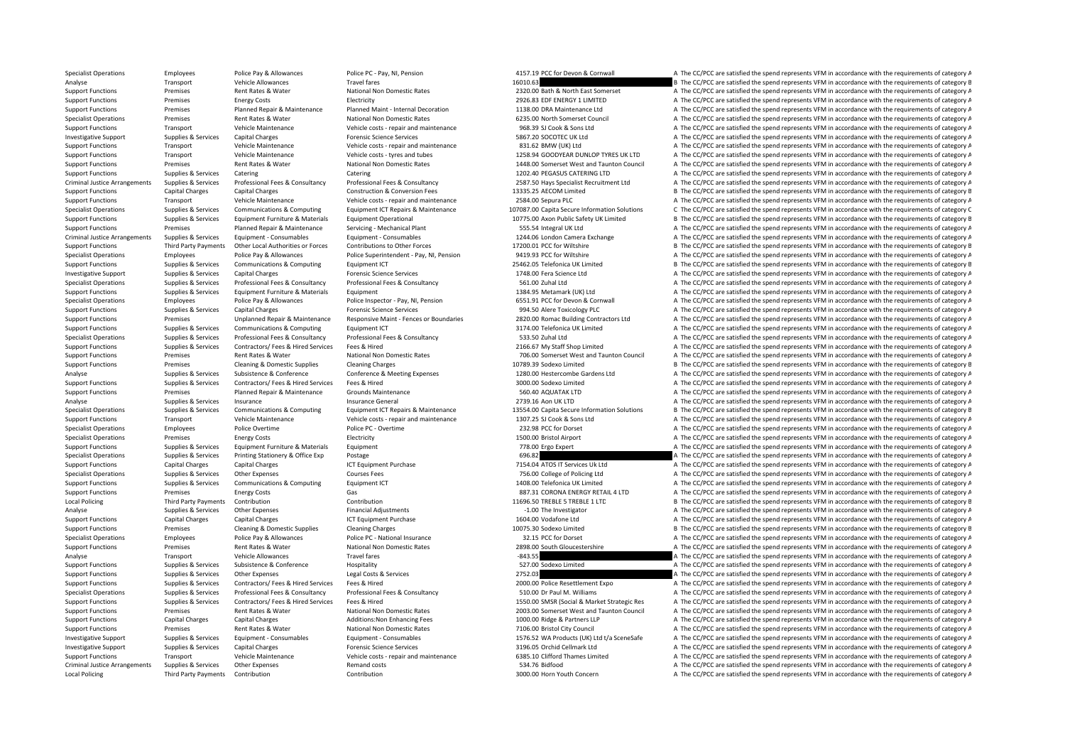| | | | | | | |
|---|---|---|---|---|---|---|
| Specialist Operations | Employees | Police Pay & Allowances | Police PC - Pay, NI, Pension | 4157.19 | PCC for Devon & Cornwall | A The CC/PCC are satisfied the spend represents VFM in accordance with the requirements of category A |
| Analyse | Transport | Vehicle Allowances | Travel fares | 16010.63 | | B The CC/PCC are satisfied the spend represents VFM in accordance with the requirements of category B |
| Support Functions | Premises | Rent Rates & Water | National Non Domestic Rates | 2320.00 | Bath & North East Somerset | A The CC/PCC are satisfied the spend represents VFM in accordance with the requirements of category A |
| Support Functions | Premises | Energy Costs | Electricity | 2926.83 | EDF ENERGY 1 LIMITED | A The CC/PCC are satisfied the spend represents VFM in accordance with the requirements of category A |
| Support Functions | Premises | Planned Repair & Maintenance | Planned Maint - Internal Decoration | 1138.00 | DRA Maintenance Ltd | A The CC/PCC are satisfied the spend represents VFM in accordance with the requirements of category A |
| Specialist Operations | Premises | Rent Rates & Water | National Non Domestic Rates | 6235.00 | North Somerset Council | A The CC/PCC are satisfied the spend represents VFM in accordance with the requirements of category A |
| Support Functions | Transport | Vehicle Maintenance | Vehicle costs - repair and maintenance | 968.39 | SJ Cook & Sons Ltd | A The CC/PCC are satisfied the spend represents VFM in accordance with the requirements of category A |
| Investigative Support | Supplies & Services | Capital Charges | Forensic Science Services | 5867.20 | SOCOTEC UK Ltd | A The CC/PCC are satisfied the spend represents VFM in accordance with the requirements of category A |
| Support Functions | Transport | Vehicle Maintenance | Vehicle costs - repair and maintenance | 831.62 | BMW (UK) Ltd | A The CC/PCC are satisfied the spend represents VFM in accordance with the requirements of category A |
| Support Functions | Transport | Vehicle Maintenance | Vehicle costs - tyres and tubes | 1258.94 | GOODYEAR DUNLOP TYRES UK LTD | A The CC/PCC are satisfied the spend represents VFM in accordance with the requirements of category A |
| Support Functions | Premises | Rent Rates & Water | National Non Domestic Rates | 1448.00 | Somerset West and Taunton Council | A The CC/PCC are satisfied the spend represents VFM in accordance with the requirements of category A |
| Support Functions | Supplies & Services | Catering | Catering | 1202.40 | PEGASUS CATERING LTD | A The CC/PCC are satisfied the spend represents VFM in accordance with the requirements of category A |
| Criminal Justice Arrangements | Supplies & Services | Professional Fees & Consultancy | Professional Fees & Consultancy | 2587.50 | Hays Specialist Recruitment Ltd | A The CC/PCC are satisfied the spend represents VFM in accordance with the requirements of category A |
| Support Functions | Capital Charges | Capital Charges | Construction & Conversion Fees | 13335.25 | AECOM Limited | B The CC/PCC are satisfied the spend represents VFM in accordance with the requirements of category B |
| Support Functions | Transport | Vehicle Maintenance | Vehicle costs - repair and maintenance | 2584.00 | Sepura PLC | A The CC/PCC are satisfied the spend represents VFM in accordance with the requirements of category A |
| Specialist Operations | Supplies & Services | Communications & Computing | Equipment ICT Repairs & Maintenance | 107087.00 | Capita Secure Information Solutions | C The CC/PCC are satisfied the spend represents VFM in accordance with the requirements of category C |
| Support Functions | Supplies & Services | Equipment Furniture & Materials | Equipment Operational | 10775.00 | Axon Public Safety UK Limited | B The CC/PCC are satisfied the spend represents VFM in accordance with the requirements of category B |
| Support Functions | Premises | Planned Repair & Maintenance | Servicing - Mechanical Plant | 555.54 | Integral UK Ltd | A The CC/PCC are satisfied the spend represents VFM in accordance with the requirements of category A |
| Criminal Justice Arrangements | Supplies & Services | Equipment - Consumables | Equipment - Consumables | 1244.06 | London Camera Exchange | A The CC/PCC are satisfied the spend represents VFM in accordance with the requirements of category A |
| Support Functions | Third Party Payments | Other Local Authorities or Forces | Contributions to Other Forces | 17200.01 | PCC for Wiltshire | B The CC/PCC are satisfied the spend represents VFM in accordance with the requirements of category B |
| Specialist Operations | Employees | Police Pay & Allowances | Police Superintendent - Pay, NI, Pension | 9419.93 | PCC for Wiltshire | A The CC/PCC are satisfied the spend represents VFM in accordance with the requirements of category A |
| Support Functions | Supplies & Services | Communications & Computing | Equipment ICT | 25462.05 | Telefonica UK Limited | B The CC/PCC are satisfied the spend represents VFM in accordance with the requirements of category B |
| Investigative Support | Supplies & Services | Capital Charges | Forensic Science Services | 1748.00 | Fera Science Ltd | A The CC/PCC are satisfied the spend represents VFM in accordance with the requirements of category A |
| Specialist Operations | Supplies & Services | Professional Fees & Consultancy | Professional Fees & Consultancy | 561.00 | Zuhal Ltd | A The CC/PCC are satisfied the spend represents VFM in accordance with the requirements of category A |
| Support Functions | Supplies & Services | Equipment Furniture & Materials | Equipment | 1384.95 | Metamark (UK) Ltd | A The CC/PCC are satisfied the spend represents VFM in accordance with the requirements of category A |
| Specialist Operations | Employees | Police Pay & Allowances | Police Inspector - Pay, NI, Pension | 6551.91 | PCC for Devon & Cornwall | A The CC/PCC are satisfied the spend represents VFM in accordance with the requirements of category A |
| Support Functions | Supplies & Services | Capital Charges | Forensic Science Services | 994.50 | Alere Toxicology PLC | A The CC/PCC are satisfied the spend represents VFM in accordance with the requirements of category A |
| Support Functions | Premises | Unplanned Repair & Maintenance | Responsive Maint - Fences or Boundaries | 2820.00 | Romac Building Contractors Ltd | A The CC/PCC are satisfied the spend represents VFM in accordance with the requirements of category A |
| Support Functions | Supplies & Services | Communications & Computing | Equipment ICT | 3174.00 | Telefonica UK Limited | A The CC/PCC are satisfied the spend represents VFM in accordance with the requirements of category A |
| Specialist Operations | Supplies & Services | Professional Fees & Consultancy | Professional Fees & Consultancy | 533.50 | Zuhal Ltd | A The CC/PCC are satisfied the spend represents VFM in accordance with the requirements of category A |
| Support Functions | Supplies & Services | Contractors/ Fees & Hired Services | Fees & Hired | 2166.67 | My Staff Shop Limited | A The CC/PCC are satisfied the spend represents VFM in accordance with the requirements of category A |
| Support Functions | Premises | Rent Rates & Water | National Non Domestic Rates | 706.00 | Somerset West and Taunton Council | A The CC/PCC are satisfied the spend represents VFM in accordance with the requirements of category A |
| Support Functions | Premises | Cleaning & Domestic Supplies | Cleaning Charges | 10789.39 | Sodexo Limited | B The CC/PCC are satisfied the spend represents VFM in accordance with the requirements of category B |
| Analyse | Supplies & Services | Subsistence & Conference | Conference & Meeting Expenses | 1280.00 | Hestercombe Gardens Ltd | A The CC/PCC are satisfied the spend represents VFM in accordance with the requirements of category A |
| Support Functions | Supplies & Services | Contractors/ Fees & Hired Services | Fees & Hired | 3000.00 | Sodexo Limited | A The CC/PCC are satisfied the spend represents VFM in accordance with the requirements of category A |
| Support Functions | Premises | Planned Repair & Maintenance | Grounds Maintenance | 560.40 | AQUATAK LTD | A The CC/PCC are satisfied the spend represents VFM in accordance with the requirements of category A |
| Analyse | Supplies & Services | Insurance | Insurance General | 2739.16 | Aon UK LTD | A The CC/PCC are satisfied the spend represents VFM in accordance with the requirements of category A |
| Specialist Operations | Supplies & Services | Communications & Computing | Equipment ICT Repairs & Maintenance | 13554.00 | Capita Secure Information Solutions | B The CC/PCC are satisfied the spend represents VFM in accordance with the requirements of category B |
| Support Functions | Transport | Vehicle Maintenance | Vehicle costs - repair and maintenance | 1307.25 | SJ Cook & Sons Ltd | A The CC/PCC are satisfied the spend represents VFM in accordance with the requirements of category A |
| Specialist Operations | Employees | Police Overtime | Police PC - Overtime | 232.98 | PCC for Dorset | A The CC/PCC are satisfied the spend represents VFM in accordance with the requirements of category A |
| Specialist Operations | Premises | Energy Costs | Electricity | 1500.00 | Bristol Airport | A The CC/PCC are satisfied the spend represents VFM in accordance with the requirements of category A |
| Support Functions | Supplies & Services | Equipment Furniture & Materials | Equipment | 778.00 | Ergo Expert | A The CC/PCC are satisfied the spend represents VFM in accordance with the requirements of category A |
| Specialist Operations | Supplies & Services | Printing Stationery & Office Exp | Postage | 696.82 | | A The CC/PCC are satisfied the spend represents VFM in accordance with the requirements of category A |
| Support Functions | Capital Charges | Capital Charges | ICT Equipment Purchase | 7154.04 | ATOS IT Services Uk Ltd | A The CC/PCC are satisfied the spend represents VFM in accordance with the requirements of category A |
| Specialist Operations | Supplies & Services | Other Expenses | Courses Fees | 756.00 | College of Policing Ltd | A The CC/PCC are satisfied the spend represents VFM in accordance with the requirements of category A |
| Support Functions | Supplies & Services | Communications & Computing | Equipment ICT | 1408.00 | Telefonica UK Limited | A The CC/PCC are satisfied the spend represents VFM in accordance with the requirements of category A |
| Support Functions | Premises | Energy Costs | Gas | 887.31 | CORONA ENERGY RETAIL 4 LTD | A The CC/PCC are satisfied the spend represents VFM in accordance with the requirements of category A |
| Local Policing | Third Party Payments | Contribution | Contribution | 11696.50 | TREBLE 5 TREBLE 1 LTD | B The CC/PCC are satisfied the spend represents VFM in accordance with the requirements of category B |
| Analyse | Supplies & Services | Other Expenses | Financial Adjustments | -1.00 | The Investigator | A The CC/PCC are satisfied the spend represents VFM in accordance with the requirements of category A |
| Support Functions | Capital Charges | Capital Charges | ICT Equipment Purchase | 1604.00 | Vodafone Ltd | A The CC/PCC are satisfied the spend represents VFM in accordance with the requirements of category A |
| Support Functions | Premises | Cleaning & Domestic Supplies | Cleaning Charges | 10075.30 | Sodexo Limited | B The CC/PCC are satisfied the spend represents VFM in accordance with the requirements of category B |
| Specialist Operations | Employees | Police Pay & Allowances | Police PC - National Insurance | 32.15 | PCC for Dorset | A The CC/PCC are satisfied the spend represents VFM in accordance with the requirements of category A |
| Support Functions | Premises | Rent Rates & Water | National Non Domestic Rates | 2898.00 | South Gloucestershire | A The CC/PCC are satisfied the spend represents VFM in accordance with the requirements of category A |
| Analyse | Transport | Vehicle Allowances | Travel fares | -843.55 | | A The CC/PCC are satisfied the spend represents VFM in accordance with the requirements of category A |
| Support Functions | Supplies & Services | Subsistence & Conference | Hospitality | 527.00 | Sodexo Limited | A The CC/PCC are satisfied the spend represents VFM in accordance with the requirements of category A |
| Support Functions | Supplies & Services | Other Expenses | Legal Costs & Services | 2752.03 | | A The CC/PCC are satisfied the spend represents VFM in accordance with the requirements of category A |
| Support Functions | Supplies & Services | Contractors/ Fees & Hired Services | Fees & Hired | 2000.00 | Police Resettlement Expo | A The CC/PCC are satisfied the spend represents VFM in accordance with the requirements of category A |
| Specialist Operations | Supplies & Services | Professional Fees & Consultancy | Professional Fees & Consultancy | 510.00 | Dr Paul M. Williams | A The CC/PCC are satisfied the spend represents VFM in accordance with the requirements of category A |
| Support Functions | Supplies & Services | Contractors/ Fees & Hired Services | Fees & Hired | 1550.00 | SMSR (Social & Market Strategic Res | A The CC/PCC are satisfied the spend represents VFM in accordance with the requirements of category A |
| Support Functions | Premises | Rent Rates & Water | National Non Domestic Rates | 2003.00 | Somerset West and Taunton Council | A The CC/PCC are satisfied the spend represents VFM in accordance with the requirements of category A |
| Support Functions | Capital Charges | Capital Charges | Additions:Non Enhancing Fees | 1000.00 | Ridge & Partners LLP | A The CC/PCC are satisfied the spend represents VFM in accordance with the requirements of category A |
| Support Functions | Premises | Rent Rates & Water | National Non Domestic Rates | 7106.00 | Bristol City Council | A The CC/PCC are satisfied the spend represents VFM in accordance with the requirements of category A |
| Investigative Support | Supplies & Services | Equipment - Consumables | Equipment - Consumables | 1576.52 | WA Products (UK) Ltd t/a SceneSafe | A The CC/PCC are satisfied the spend represents VFM in accordance with the requirements of category A |
| Investigative Support | Supplies & Services | Capital Charges | Forensic Science Services | 3196.05 | Orchid Cellmark Ltd | A The CC/PCC are satisfied the spend represents VFM in accordance with the requirements of category A |
| Support Functions | Transport | Vehicle Maintenance | Vehicle costs - repair and maintenance | 6385.10 | Clifford Thames Limited | A The CC/PCC are satisfied the spend represents VFM in accordance with the requirements of category A |
| Criminal Justice Arrangements | Supplies & Services | Other Expenses | Remand costs | 534.76 | Bidfood | A The CC/PCC are satisfied the spend represents VFM in accordance with the requirements of category A |
| Local Policing | Third Party Payments | Contribution | Contribution | 3000.00 | Horn Youth Concern | A The CC/PCC are satisfied the spend represents VFM in accordance with the requirements of category A |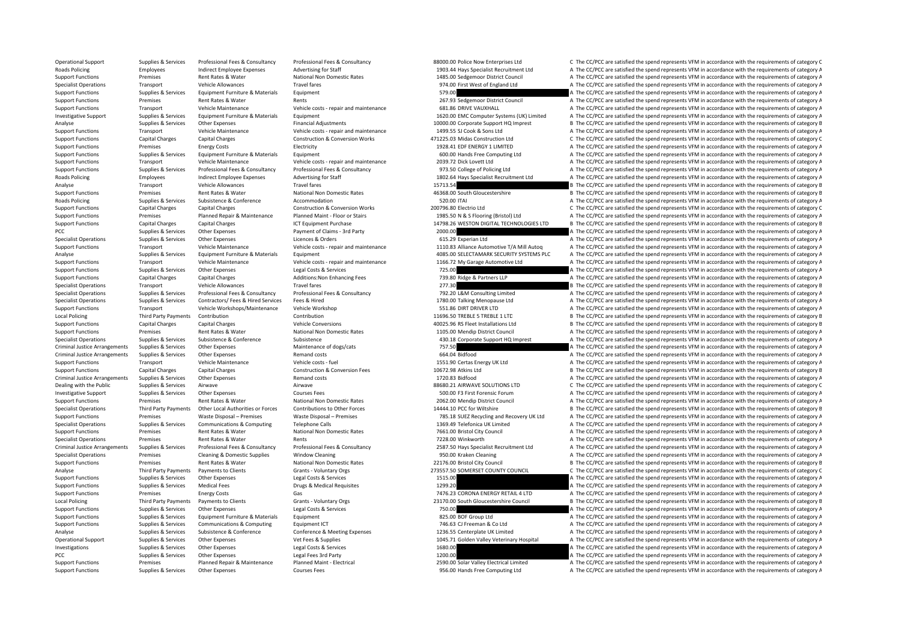| | | | | | | | |
|---|---|---|---|---|---|---|---|
| Operational Support | Supplies & Services | Professional Fees & Consultancy | Professional Fees & Consultancy | 88000.00 | Police Now Enterprises Ltd | C | The CC/PCC are satisfied the spend represents VFM in accordance with the requirements of category C |
| Roads Policing | Employees | Indirect Employee Expenses | Advertising for Staff | 1903.44 | Hays Specialist Recruitment Ltd | A | The CC/PCC are satisfied the spend represents VFM in accordance with the requirements of category A |
| Support Functions | Premises | Rent Rates & Water | National Non Domestic Rates | 1485.00 | Sedgemoor District Council | A | The CC/PCC are satisfied the spend represents VFM in accordance with the requirements of category A |
| Specialist Operations | Transport | Vehicle Allowances | Travel fares | 974.00 | First West of England Ltd | A | The CC/PCC are satisfied the spend represents VFM in accordance with the requirements of category A |
| Support Functions | Supplies & Services | Equipment Furniture & Materials | Equipment | 579.00 | | A | The CC/PCC are satisfied the spend represents VFM in accordance with the requirements of category A |
| Support Functions | Premises | Rent Rates & Water | Rents | 267.93 | Sedgemoor District Council | A | The CC/PCC are satisfied the spend represents VFM in accordance with the requirements of category A |
| Support Functions | Transport | Vehicle Maintenance | Vehicle costs - repair and maintenance | 681.86 | DRIVE VAUXHALL | A | The CC/PCC are satisfied the spend represents VFM in accordance with the requirements of category A |
| Investigative Support | Supplies & Services | Equipment Furniture & Materials | Equipment | 1620.00 | EMC Computer Systems (UK) Limited | A | The CC/PCC are satisfied the spend represents VFM in accordance with the requirements of category A |
| Analyse | Supplies & Services | Other Expenses | Financial Adjustments | 10000.00 | Corporate Support HQ Imprest | B | The CC/PCC are satisfied the spend represents VFM in accordance with the requirements of category B |
| Support Functions | Transport | Vehicle Maintenance | Vehicle costs - repair and maintenance | 1499.55 | SJ Cook & Sons Ltd | A | The CC/PCC are satisfied the spend represents VFM in accordance with the requirements of category A |
| Support Functions | Capital Charges | Capital Charges | Construction & Conversion Works | 471225.03 | Midas Construction Ltd | C | The CC/PCC are satisfied the spend represents VFM in accordance with the requirements of category C |
| Support Functions | Premises | Energy Costs | Electricity | 1928.41 | EDF ENERGY 1 LIMITED | A | The CC/PCC are satisfied the spend represents VFM in accordance with the requirements of category A |
| Support Functions | Supplies & Services | Equipment Furniture & Materials | Equipment | 600.00 | Hands Free Computing Ltd | A | The CC/PCC are satisfied the spend represents VFM in accordance with the requirements of category A |
| Support Functions | Transport | Vehicle Maintenance | Vehicle costs - repair and maintenance | 2039.72 | Dick Lovett Ltd | A | The CC/PCC are satisfied the spend represents VFM in accordance with the requirements of category A |
| Support Functions | Supplies & Services | Professional Fees & Consultancy | Professional Fees & Consultancy | 973.50 | College of Policing Ltd | A | The CC/PCC are satisfied the spend represents VFM in accordance with the requirements of category A |
| Roads Policing | Employees | Indirect Employee Expenses | Advertising for Staff | 1802.64 | Hays Specialist Recruitment Ltd | A | The CC/PCC are satisfied the spend represents VFM in accordance with the requirements of category A |
| Analyse | Transport | Vehicle Allowances | Travel fares | 15713.54 | | B | The CC/PCC are satisfied the spend represents VFM in accordance with the requirements of category B |
| Support Functions | Premises | Rent Rates & Water | National Non Domestic Rates | 46368.00 | South Gloucestershire | B | The CC/PCC are satisfied the spend represents VFM in accordance with the requirements of category B |
| Roads Policing | Supplies & Services | Subsistence & Conference | Accommodation | 520.00 | ITAI | A | The CC/PCC are satisfied the spend represents VFM in accordance with the requirements of category A |
| Support Functions | Capital Charges | Capital Charges | Construction & Conversion Works | 200796.80 | Electrio Ltd | C | The CC/PCC are satisfied the spend represents VFM in accordance with the requirements of category C |
| Support Functions | Premises | Planned Repair & Maintenance | Planned Maint - Floor or Stairs | 1985.50 | N & S Flooring (Bristol) Ltd | A | The CC/PCC are satisfied the spend represents VFM in accordance with the requirements of category A |
| Support Functions | Capital Charges | Capital Charges | ICT Equipment Purchase | 14798.26 | WESTON DIGITAL TECHNOLOGIES LTD | B | The CC/PCC are satisfied the spend represents VFM in accordance with the requirements of category B |
| PCC | Supplies & Services | Other Expenses | Payment of Claims - 3rd Party | 2000.00 | | A | The CC/PCC are satisfied the spend represents VFM in accordance with the requirements of category A |
| Specialist Operations | Supplies & Services | Other Expenses | Licences & Orders | 615.29 | Experian Ltd | A | The CC/PCC are satisfied the spend represents VFM in accordance with the requirements of category A |
| Support Functions | Transport | Vehicle Maintenance | Vehicle costs - repair and maintenance | 1110.83 | Alliance Automotive T/A Mill Autoq | A | The CC/PCC are satisfied the spend represents VFM in accordance with the requirements of category A |
| Analyse | Supplies & Services | Equipment Furniture & Materials | Equipment | 4085.00 | SELECTAMARK SECURITY SYSTEMS PLC | A | The CC/PCC are satisfied the spend represents VFM in accordance with the requirements of category A |
| Support Functions | Transport | Vehicle Maintenance | Vehicle costs - repair and maintenance | 1166.72 | My Garage Automotive Ltd | A | The CC/PCC are satisfied the spend represents VFM in accordance with the requirements of category A |
| Support Functions | Supplies & Services | Other Expenses | Legal Costs & Services | 725.00 | | A | The CC/PCC are satisfied the spend represents VFM in accordance with the requirements of category A |
| Support Functions | Capital Charges | Capital Charges | Additions:Non Enhancing Fees | 739.80 | Ridge & Partners LLP | A | The CC/PCC are satisfied the spend represents VFM in accordance with the requirements of category A |
| Specialist Operations | Transport | Vehicle Allowances | Travel fares | 277.30 | | B | The CC/PCC are satisfied the spend represents VFM in accordance with the requirements of category B |
| Specialist Operations | Supplies & Services | Professional Fees & Consultancy | Professional Fees & Consultancy | 792.20 | L&M Consulting Limited | A | The CC/PCC are satisfied the spend represents VFM in accordance with the requirements of category A |
| Specialist Operations | Supplies & Services | Contractors/ Fees & Hired Services | Fees & Hired | 1780.00 | Talking Menopause Ltd | A | The CC/PCC are satisfied the spend represents VFM in accordance with the requirements of category A |
| Support Functions | Transport | Vehicle Workshops/Maintenance | Vehicle Workshop | 551.86 | DIRT DRIVER LTD | A | The CC/PCC are satisfied the spend represents VFM in accordance with the requirements of category A |
| Local Policing | Third Party Payments | Contribution | Contribution | 11696.50 | TREBLE 5 TREBLE 1 LTD | B | The CC/PCC are satisfied the spend represents VFM in accordance with the requirements of category B |
| Support Functions | Capital Charges | Capital Charges | Vehicle Conversions | 40025.96 | RS Fleet Installations Ltd | B | The CC/PCC are satisfied the spend represents VFM in accordance with the requirements of category B |
| Support Functions | Premises | Rent Rates & Water | National Non Domestic Rates | 1105.00 | Mendip District Council | A | The CC/PCC are satisfied the spend represents VFM in accordance with the requirements of category A |
| Specialist Operations | Supplies & Services | Subsistence & Conference | Subsistence | 430.18 | Corporate Support HQ Imprest | A | The CC/PCC are satisfied the spend represents VFM in accordance with the requirements of category A |
| Criminal Justice Arrangements | Supplies & Services | Other Expenses | Maintenance of dogs/cats | 757.50 | | A | The CC/PCC are satisfied the spend represents VFM in accordance with the requirements of category A |
| Criminal Justice Arrangements | Supplies & Services | Other Expenses | Remand costs | 664.04 | Bidfood | A | The CC/PCC are satisfied the spend represents VFM in accordance with the requirements of category A |
| Support Functions | Transport | Vehicle Maintenance | Vehicle costs - fuel | 1551.90 | Certas Energy UK Ltd | A | The CC/PCC are satisfied the spend represents VFM in accordance with the requirements of category A |
| Support Functions | Capital Charges | Capital Charges | Construction & Conversion Fees | 10672.98 | Atkins Ltd | B | The CC/PCC are satisfied the spend represents VFM in accordance with the requirements of category B |
| Criminal Justice Arrangements | Supplies & Services | Other Expenses | Remand costs | 1720.83 | Bidfood | A | The CC/PCC are satisfied the spend represents VFM in accordance with the requirements of category A |
| Dealing with the Public | Supplies & Services | Airwave | Airwave | 88680.21 | AIRWAVE SOLUTIONS LTD | C | The CC/PCC are satisfied the spend represents VFM in accordance with the requirements of category C |
| Investigative Support | Supplies & Services | Other Expenses | Courses Fees | 500.00 | F3 First Forensic Forum | A | The CC/PCC are satisfied the spend represents VFM in accordance with the requirements of category A |
| Support Functions | Premises | Rent Rates & Water | National Non Domestic Rates | 2062.00 | Mendip District Council | A | The CC/PCC are satisfied the spend represents VFM in accordance with the requirements of category A |
| Specialist Operations | Third Party Payments | Other Local Authorities or Forces | Contributions to Other Forces | 14444.10 | PCC for Wiltshire | B | The CC/PCC are satisfied the spend represents VFM in accordance with the requirements of category B |
| Support Functions | Premises | Waste Disposal – Premises | Waste Disposal – Premises | 785.18 | SUEZ Recycling and Recovery UK Ltd | A | The CC/PCC are satisfied the spend represents VFM in accordance with the requirements of category A |
| Specialist Operations | Supplies & Services | Communications & Computing | Telephone Calls | 1369.49 | Telefonica UK Limited | A | The CC/PCC are satisfied the spend represents VFM in accordance with the requirements of category A |
| Support Functions | Premises | Rent Rates & Water | National Non Domestic Rates | 7661.00 | Bristol City Council | A | The CC/PCC are satisfied the spend represents VFM in accordance with the requirements of category A |
| Specialist Operations | Premises | Rent Rates & Water | Rents | 7228.00 | Winkworth | A | The CC/PCC are satisfied the spend represents VFM in accordance with the requirements of category A |
| Criminal Justice Arrangements | Supplies & Services | Professional Fees & Consultancy | Professional Fees & Consultancy | 2587.50 | Hays Specialist Recruitment Ltd | A | The CC/PCC are satisfied the spend represents VFM in accordance with the requirements of category A |
| Specialist Operations | Premises | Cleaning & Domestic Supplies | Window Cleaning | 950.00 | Kraken Cleaning | A | The CC/PCC are satisfied the spend represents VFM in accordance with the requirements of category A |
| Support Functions | Premises | Rent Rates & Water | National Non Domestic Rates | 22176.00 | Bristol City Council | B | The CC/PCC are satisfied the spend represents VFM in accordance with the requirements of category B |
| Analyse | Third Party Payments | Payments to Clients | Grants - Voluntary Orgs | 273557.50 | SOMERSET COUNTY COUNCIL | C | The CC/PCC are satisfied the spend represents VFM in accordance with the requirements of category C |
| Support Functions | Supplies & Services | Other Expenses | Legal Costs & Services | 1515.00 | | A | The CC/PCC are satisfied the spend represents VFM in accordance with the requirements of category A |
| Support Functions | Supplies & Services | Medical Fees | Drugs & Medical Requisites | 1299.20 | | A | The CC/PCC are satisfied the spend represents VFM in accordance with the requirements of category A |
| Support Functions | Premises | Energy Costs | Gas | 7476.23 | CORONA ENERGY RETAIL 4 LTD | A | The CC/PCC are satisfied the spend represents VFM in accordance with the requirements of category A |
| Local Policing | Third Party Payments | Payments to Clients | Grants - Voluntary Orgs | 23170.00 | South Gloucestershire Council | B | The CC/PCC are satisfied the spend represents VFM in accordance with the requirements of category B |
| Support Functions | Supplies & Services | Other Expenses | Legal Costs & Services | 750.00 | | A | The CC/PCC are satisfied the spend represents VFM in accordance with the requirements of category A |
| Support Functions | Supplies & Services | Equipment Furniture & Materials | Equipment | 825.00 | BOF Group Ltd | A | The CC/PCC are satisfied the spend represents VFM in accordance with the requirements of category A |
| Support Functions | Supplies & Services | Communications & Computing | Equipment ICT | 746.63 | CJ Freeman & Co Ltd | A | The CC/PCC are satisfied the spend represents VFM in accordance with the requirements of category A |
| Analyse | Supplies & Services | Subsistence & Conference | Conference & Meeting Expenses | 1236.55 | Centerplate UK Limited | A | The CC/PCC are satisfied the spend represents VFM in accordance with the requirements of category A |
| Operational Support | Supplies & Services | Other Expenses | Vet Fees & Supplies | 1045.71 | Golden Valley Veterinary Hospital | A | The CC/PCC are satisfied the spend represents VFM in accordance with the requirements of category A |
| Investigations | Supplies & Services | Other Expenses | Legal Costs & Services | 1680.00 | | A | The CC/PCC are satisfied the spend represents VFM in accordance with the requirements of category A |
| PCC | Supplies & Services | Other Expenses | Legal Fees 3rd Party | 1200.00 | | A | The CC/PCC are satisfied the spend represents VFM in accordance with the requirements of category A |
| Support Functions | Premises | Planned Repair & Maintenance | Planned Maint - Electrical | 2590.00 | Solar Valley Electrical Limited | A | The CC/PCC are satisfied the spend represents VFM in accordance with the requirements of category A |
| Support Functions | Supplies & Services | Other Expenses | Courses Fees | 956.00 | Hands Free Computing Ltd | A | The CC/PCC are satisfied the spend represents VFM in accordance with the requirements of category A |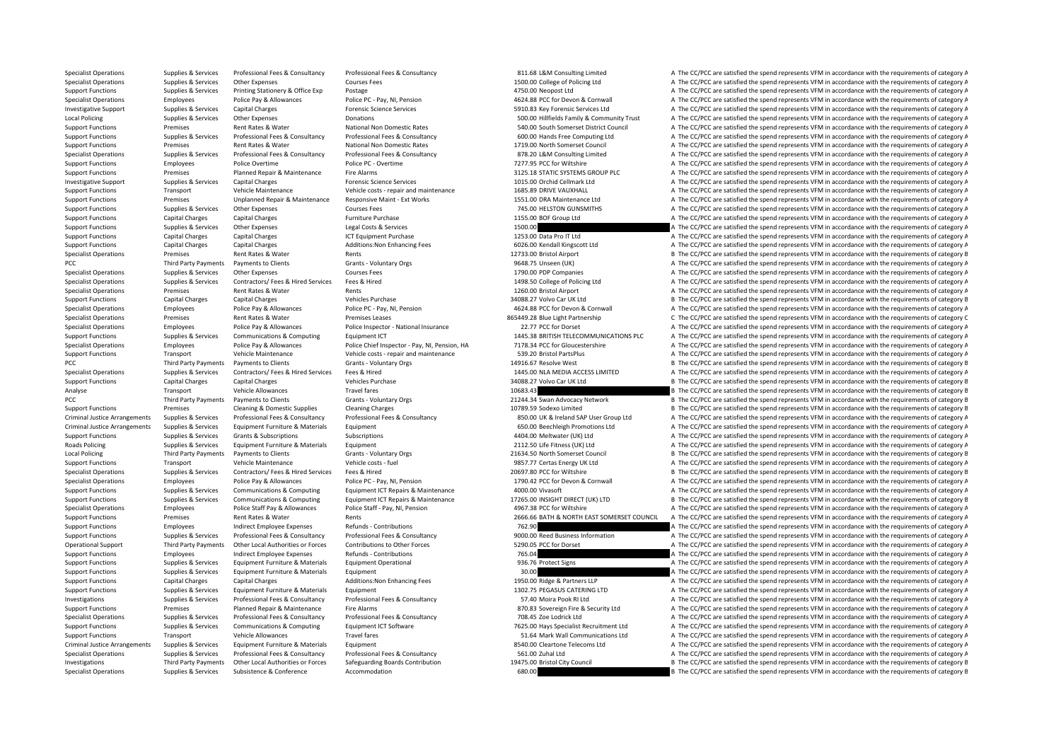| | | | | | | |
|---|---|---|---|---|---|---|
| Specialist Operations | Supplies & Services | Professional Fees & Consultancy | Professional Fees & Consultancy | 811.68 | L&M Consulting Limited | A The CC/PCC are satisfied the spend represents VFM in accordance with the requirements of category A |
| Specialist Operations | Supplies & Services | Other Expenses | Courses Fees | 1500.00 | College of Policing Ltd | A The CC/PCC are satisfied the spend represents VFM in accordance with the requirements of category A |
| Support Functions | Supplies & Services | Printing Stationery & Office Exp | Postage | 4750.00 | Neopost Ltd | A The CC/PCC are satisfied the spend represents VFM in accordance with the requirements of category A |
| Specialist Operations | Employees | Police Pay & Allowances | Police PC - Pay, NI, Pension | 4624.88 | PCC for Devon & Cornwall | A The CC/PCC are satisfied the spend represents VFM in accordance with the requirements of category A |
| Investigative Support | Supplies & Services | Capital Charges | Forensic Science Services | 5910.83 | Key Forensic Services Ltd | A The CC/PCC are satisfied the spend represents VFM in accordance with the requirements of category A |
| Local Policing | Supplies & Services | Other Expenses | Donations | 500.00 | Hillfields Family & Community Trust | A The CC/PCC are satisfied the spend represents VFM in accordance with the requirements of category A |
| Support Functions | Premises | Rent Rates & Water | National Non Domestic Rates | 540.00 | South Somerset District Council | A The CC/PCC are satisfied the spend represents VFM in accordance with the requirements of category A |
| Support Functions | Supplies & Services | Professional Fees & Consultancy | Professional Fees & Consultancy | 600.00 | Hands Free Computing Ltd | A The CC/PCC are satisfied the spend represents VFM in accordance with the requirements of category A |
| Support Functions | Premises | Rent Rates & Water | National Non Domestic Rates | 1719.00 | North Somerset Council | A The CC/PCC are satisfied the spend represents VFM in accordance with the requirements of category A |
| Specialist Operations | Supplies & Services | Professional Fees & Consultancy | Professional Fees & Consultancy | 878.20 | L&M Consulting Limited | A The CC/PCC are satisfied the spend represents VFM in accordance with the requirements of category A |
| Support Functions | Employees | Police Overtime | Police PC - Overtime | 7277.95 | PCC for Wiltshire | A The CC/PCC are satisfied the spend represents VFM in accordance with the requirements of category A |
| Support Functions | Premises | Planned Repair & Maintenance | Fire Alarms | 3125.18 | STATIC SYSTEMS GROUP PLC | A The CC/PCC are satisfied the spend represents VFM in accordance with the requirements of category A |
| Investigative Support | Supplies & Services | Capital Charges | Forensic Science Services | 1015.00 | Orchid Cellmark Ltd | A The CC/PCC are satisfied the spend represents VFM in accordance with the requirements of category A |
| Support Functions | Transport | Vehicle Maintenance | Vehicle costs - repair and maintenance | 1685.89 | DRIVE VAUXHALL | A The CC/PCC are satisfied the spend represents VFM in accordance with the requirements of category A |
| Support Functions | Premises | Unplanned Repair & Maintenance | Responsive Maint - Ext Works | 1551.00 | DRA Maintenance Ltd | A The CC/PCC are satisfied the spend represents VFM in accordance with the requirements of category A |
| Support Functions | Supplies & Services | Other Expenses | Courses Fees | 745.00 | HELSTON GUNSMITHS | A The CC/PCC are satisfied the spend represents VFM in accordance with the requirements of category A |
| Support Functions | Capital Charges | Capital Charges | Furniture Purchase | 1155.00 | BOF Group Ltd | A The CC/PCC are satisfied the spend represents VFM in accordance with the requirements of category A |
| Support Functions | Supplies & Services | Other Expenses | Legal Costs & Services | 1500.00 | | A The CC/PCC are satisfied the spend represents VFM in accordance with the requirements of category A |
| Support Functions | Capital Charges | Capital Charges | ICT Equipment Purchase | 1253.00 | Data Pro IT Ltd | A The CC/PCC are satisfied the spend represents VFM in accordance with the requirements of category A |
| Support Functions | Capital Charges | Capital Charges | Additions:Non Enhancing Fees | 6026.00 | Kendall Kingscott Ltd | A The CC/PCC are satisfied the spend represents VFM in accordance with the requirements of category A |
| Specialist Operations | Premises | Rent Rates & Water | Rents | 12733.00 | Bristol Airport | B The CC/PCC are satisfied the spend represents VFM in accordance with the requirements of category B |
| PCC | Third Party Payments | Payments to Clients | Grants - Voluntary Orgs | 9648.75 | Unseen (UK) | A The CC/PCC are satisfied the spend represents VFM in accordance with the requirements of category A |
| Specialist Operations | Supplies & Services | Other Expenses | Courses Fees | 1790.00 | PDP Companies | A The CC/PCC are satisfied the spend represents VFM in accordance with the requirements of category A |
| Specialist Operations | Supplies & Services | Contractors/ Fees & Hired Services | Fees & Hired | 1498.50 | College of Policing Ltd | A The CC/PCC are satisfied the spend represents VFM in accordance with the requirements of category A |
| Specialist Operations | Premises | Rent Rates & Water | Rents | 1260.00 | Bristol Airport | A The CC/PCC are satisfied the spend represents VFM in accordance with the requirements of category A |
| Support Functions | Capital Charges | Capital Charges | Vehicles Purchase | 34088.27 | Volvo Car UK Ltd | B The CC/PCC are satisfied the spend represents VFM in accordance with the requirements of category B |
| Specialist Operations | Employees | Police Pay & Allowances | Police PC - Pay, NI, Pension | 4624.88 | PCC for Devon & Cornwall | A The CC/PCC are satisfied the spend represents VFM in accordance with the requirements of category A |
| Specialist Operations | Premises | Rent Rates & Water | Premises Leases | 865449.28 | Blue Light Partnership | C The CC/PCC are satisfied the spend represents VFM in accordance with the requirements of category C |
| Specialist Operations | Employees | Police Pay & Allowances | Police Inspector - National Insurance | 22.77 | PCC for Dorset | A The CC/PCC are satisfied the spend represents VFM in accordance with the requirements of category A |
| Support Functions | Supplies & Services | Communications & Computing | Equipment ICT | 1445.38 | BRITISH TELECOMMUNICATIONS PLC | A The CC/PCC are satisfied the spend represents VFM in accordance with the requirements of category A |
| Specialist Operations | Employees | Police Pay & Allowances | Police Chief Inspector - Pay, NI, Pension, HA | 7178.34 | PCC for Gloucestershire | A The CC/PCC are satisfied the spend represents VFM in accordance with the requirements of category A |
| Support Functions | Transport | Vehicle Maintenance | Vehicle costs - repair and maintenance | 539.20 | Bristol PartsPlus | A The CC/PCC are satisfied the spend represents VFM in accordance with the requirements of category A |
| PCC | Third Party Payments | Payments to Clients | Grants - Voluntary Orgs | 14916.67 | Resolve West | B The CC/PCC are satisfied the spend represents VFM in accordance with the requirements of category B |
| Specialist Operations | Supplies & Services | Contractors/ Fees & Hired Services | Fees & Hired | 1445.00 | NLA MEDIA ACCESS LIMITED | A The CC/PCC are satisfied the spend represents VFM in accordance with the requirements of category A |
| Support Functions | Capital Charges | Capital Charges | Vehicles Purchase | 34088.27 | Volvo Car UK Ltd | B The CC/PCC are satisfied the spend represents VFM in accordance with the requirements of category B |
| Analyse | Transport | Vehicle Allowances | Travel fares | 10683.43 | | B The CC/PCC are satisfied the spend represents VFM in accordance with the requirements of category B |
| PCC | Third Party Payments | Payments to Clients | Grants - Voluntary Orgs | 21244.34 | Swan Advocacy Network | B The CC/PCC are satisfied the spend represents VFM in accordance with the requirements of category B |
| Support Functions | Premises | Cleaning & Domestic Supplies | Cleaning Charges | 10789.59 | Sodexo Limited | B The CC/PCC are satisfied the spend represents VFM in accordance with the requirements of category B |
| Criminal Justice Arrangements | Supplies & Services | Professional Fees & Consultancy | Professional Fees & Consultancy | 850.00 | UK & Ireland SAP User Group Ltd | A The CC/PCC are satisfied the spend represents VFM in accordance with the requirements of category A |
| Criminal Justice Arrangements | Supplies & Services | Equipment Furniture & Materials | Equipment | 650.00 | Beechleigh Promotions Ltd | A The CC/PCC are satisfied the spend represents VFM in accordance with the requirements of category A |
| Support Functions | Supplies & Services | Grants & Subscriptions | Subscriptions | 4404.00 | Meltwater (UK) Ltd | A The CC/PCC are satisfied the spend represents VFM in accordance with the requirements of category A |
| Roads Policing | Supplies & Services | Equipment Furniture & Materials | Equipment | 2112.50 | Life Fitness (UK) Ltd | A The CC/PCC are satisfied the spend represents VFM in accordance with the requirements of category A |
| Local Policing | Third Party Payments | Payments to Clients | Grants - Voluntary Orgs | 21634.50 | North Somerset Council | B The CC/PCC are satisfied the spend represents VFM in accordance with the requirements of category B |
| Support Functions | Transport | Vehicle Maintenance | Vehicle costs - fuel | 9857.77 | Certas Energy UK Ltd | A The CC/PCC are satisfied the spend represents VFM in accordance with the requirements of category A |
| Specialist Operations | Supplies & Services | Contractors/ Fees & Hired Services | Fees & Hired | 20697.80 | PCC for Wiltshire | B The CC/PCC are satisfied the spend represents VFM in accordance with the requirements of category B |
| Specialist Operations | Employees | Police Pay & Allowances | Police PC - Pay, NI, Pension | 1790.42 | PCC for Devon & Cornwall | A The CC/PCC are satisfied the spend represents VFM in accordance with the requirements of category A |
| Support Functions | Supplies & Services | Communications & Computing | Equipment ICT Repairs & Maintenance | 4000.00 | Vivasoft | A The CC/PCC are satisfied the spend represents VFM in accordance with the requirements of category A |
| Support Functions | Supplies & Services | Communications & Computing | Equipment ICT Repairs & Maintenance | 17265.00 | INSIGHT DIRECT (UK) LTD | B The CC/PCC are satisfied the spend represents VFM in accordance with the requirements of category B |
| Specialist Operations | Employees | Police Staff Pay & Allowances | Police Staff - Pay, NI, Pension | 4967.38 | PCC for Wiltshire | A The CC/PCC are satisfied the spend represents VFM in accordance with the requirements of category A |
| Support Functions | Premises | Rent Rates & Water | Rents | 2666.66 | BATH & NORTH EAST SOMERSET COUNCIL | A The CC/PCC are satisfied the spend represents VFM in accordance with the requirements of category A |
| Support Functions | Employees | Indirect Employee Expenses | Refunds - Contributions | 762.90 | | A The CC/PCC are satisfied the spend represents VFM in accordance with the requirements of category A |
| Support Functions | Supplies & Services | Professional Fees & Consultancy | Professional Fees & Consultancy | 9000.00 | Reed Business Information | A The CC/PCC are satisfied the spend represents VFM in accordance with the requirements of category A |
| Operational Support | Third Party Payments | Other Local Authorities or Forces | Contributions to Other Forces | 5290.05 | PCC for Dorset | A The CC/PCC are satisfied the spend represents VFM in accordance with the requirements of category A |
| Support Functions | Employees | Indirect Employee Expenses | Refunds - Contributions | 765.04 | | A The CC/PCC are satisfied the spend represents VFM in accordance with the requirements of category A |
| Support Functions | Supplies & Services | Equipment Furniture & Materials | Equipment Operational | 936.76 | Protect Signs | A The CC/PCC are satisfied the spend represents VFM in accordance with the requirements of category A |
| Support Functions | Supplies & Services | Equipment Furniture & Materials | Equipment | 30.00 | | A The CC/PCC are satisfied the spend represents VFM in accordance with the requirements of category A |
| Support Functions | Capital Charges | Capital Charges | Additions:Non Enhancing Fees | 1950.00 | Ridge & Partners LLP | A The CC/PCC are satisfied the spend represents VFM in accordance with the requirements of category A |
| Support Functions | Supplies & Services | Equipment Furniture & Materials | Equipment | 1302.75 | PEGASUS CATERING LTD | A The CC/PCC are satisfied the spend represents VFM in accordance with the requirements of category A |
| Investigations | Supplies & Services | Professional Fees & Consultancy | Professional Fees & Consultancy | 57.40 | Moira Pook RI Ltd | A The CC/PCC are satisfied the spend represents VFM in accordance with the requirements of category A |
| Support Functions | Premises | Planned Repair & Maintenance | Fire Alarms | 870.83 | Sovereign Fire & Security Ltd | A The CC/PCC are satisfied the spend represents VFM in accordance with the requirements of category A |
| Specialist Operations | Supplies & Services | Professional Fees & Consultancy | Professional Fees & Consultancy | 708.45 | Zoe Lodrick Ltd | A The CC/PCC are satisfied the spend represents VFM in accordance with the requirements of category A |
| Support Functions | Supplies & Services | Communications & Computing | Equipment ICT Software | 7625.00 | Hays Specialist Recruitment Ltd | A The CC/PCC are satisfied the spend represents VFM in accordance with the requirements of category A |
| Support Functions | Transport | Vehicle Allowances | Travel fares | 51.64 | Mark Wall Communications Ltd | A The CC/PCC are satisfied the spend represents VFM in accordance with the requirements of category A |
| Criminal Justice Arrangements | Supplies & Services | Equipment Furniture & Materials | Equipment | 8540.00 | Cleartone Telecoms Ltd | A The CC/PCC are satisfied the spend represents VFM in accordance with the requirements of category A |
| Specialist Operations | Supplies & Services | Professional Fees & Consultancy | Professional Fees & Consultancy | 561.00 | Zuhal Ltd | A The CC/PCC are satisfied the spend represents VFM in accordance with the requirements of category A |
| Investigations | Third Party Payments | Other Local Authorities or Forces | Safeguarding Boards Contribution | 19475.00 | Bristol City Council | B The CC/PCC are satisfied the spend represents VFM in accordance with the requirements of category B |
| Specialist Operations | Supplies & Services | Subsistence & Conference | Accommodation | 680.00 | | B The CC/PCC are satisfied the spend represents VFM in accordance with the requirements of category B |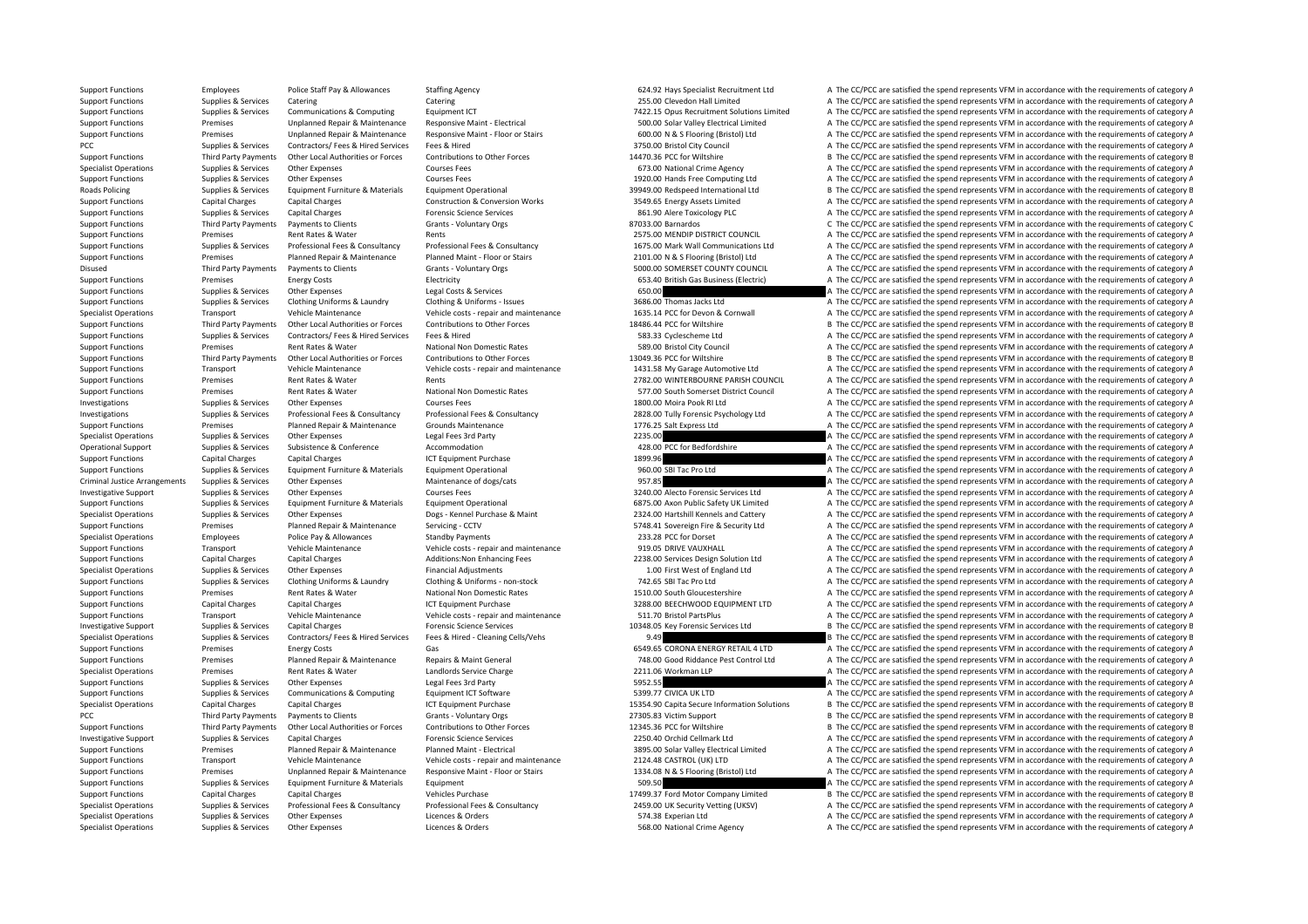| | | | | | | |
|---|---|---|---|---|---|---|
| Support Functions | Employees | Police Staff Pay & Allowances | Staffing Agency | 624.92 | Hays Specialist Recruitment Ltd | A The CC/PCC are satisfied the spend represents VFM in accordance with the requirements of category A |
| Support Functions | Supplies & Services | Catering | Catering | 255.00 | Clevedon Hall Limited | A The CC/PCC are satisfied the spend represents VFM in accordance with the requirements of category A |
| Support Functions | Supplies & Services | Communications & Computing | Equipment ICT | 7422.15 | Opus Recruitment Solutions Limited | A The CC/PCC are satisfied the spend represents VFM in accordance with the requirements of category A |
| Support Functions | Premises | Unplanned Repair & Maintenance | Responsive Maint - Electrical | 500.00 | Solar Valley Electrical Limited | A The CC/PCC are satisfied the spend represents VFM in accordance with the requirements of category A |
| Support Functions | Premises | Unplanned Repair & Maintenance | Responsive Maint - Floor or Stairs | 600.00 | N & S Flooring (Bristol) Ltd | A The CC/PCC are satisfied the spend represents VFM in accordance with the requirements of category A |
| PCC | Supplies & Services | Contractors/ Fees & Hired Services | Fees & Hired | 3750.00 | Bristol City Council | A The CC/PCC are satisfied the spend represents VFM in accordance with the requirements of category A |
| Support Functions | Third Party Payments | Other Local Authorities or Forces | Contributions to Other Forces | 14470.36 | PCC for Wiltshire | B The CC/PCC are satisfied the spend represents VFM in accordance with the requirements of category B |
| Specialist Operations | Supplies & Services | Other Expenses | Courses Fees | 673.00 | National Crime Agency | A The CC/PCC are satisfied the spend represents VFM in accordance with the requirements of category A |
| Support Functions | Supplies & Services | Other Expenses | Courses Fees | 1920.00 | Hands Free Computing Ltd | A The CC/PCC are satisfied the spend represents VFM in accordance with the requirements of category A |
| Roads Policing | Supplies & Services | Equipment Furniture & Materials | Equipment Operational | 39949.00 | Redspeed International Ltd | B The CC/PCC are satisfied the spend represents VFM in accordance with the requirements of category B |
| Support Functions | Capital Charges | Capital Charges | Construction & Conversion Works | 3549.65 | Energy Assets Limited | A The CC/PCC are satisfied the spend represents VFM in accordance with the requirements of category A |
| Support Functions | Supplies & Services | Capital Charges | Forensic Science Services | 861.90 | Alere Toxicology PLC | A The CC/PCC are satisfied the spend represents VFM in accordance with the requirements of category A |
| Support Functions | Third Party Payments | Payments to Clients | Grants - Voluntary Orgs | 87033.00 | Barnardos | C The CC/PCC are satisfied the spend represents VFM in accordance with the requirements of category C |
| Support Functions | Premises | Rent Rates & Water | Rents | 2575.00 | MENDIP DISTRICT COUNCIL | A The CC/PCC are satisfied the spend represents VFM in accordance with the requirements of category A |
| Support Functions | Supplies & Services | Professional Fees & Consultancy | Professional Fees & Consultancy | 1675.00 | Mark Wall Communications Ltd | A The CC/PCC are satisfied the spend represents VFM in accordance with the requirements of category A |
| Support Functions | Premises | Planned Repair & Maintenance | Planned Maint - Floor or Stairs | 2101.00 | N & S Flooring (Bristol) Ltd | A The CC/PCC are satisfied the spend represents VFM in accordance with the requirements of category A |
| Disused | Third Party Payments | Payments to Clients | Grants - Voluntary Orgs | 5000.00 | SOMERSET COUNTY COUNCIL | A The CC/PCC are satisfied the spend represents VFM in accordance with the requirements of category A |
| Support Functions | Premises | Energy Costs | Electricity | 653.40 | British Gas Business (Electric) | A The CC/PCC are satisfied the spend represents VFM in accordance with the requirements of category A |
| Support Functions | Supplies & Services | Other Expenses | Legal Costs & Services | 650.00 | | A The CC/PCC are satisfied the spend represents VFM in accordance with the requirements of category A |
| Support Functions | Supplies & Services | Clothing Uniforms & Laundry | Clothing & Uniforms - Issues | 3686.00 | Thomas Jacks Ltd | A The CC/PCC are satisfied the spend represents VFM in accordance with the requirements of category A |
| Specialist Operations | Transport | Vehicle Maintenance | Vehicle costs - repair and maintenance | 1635.14 | PCC for Devon & Cornwall | A The CC/PCC are satisfied the spend represents VFM in accordance with the requirements of category A |
| Support Functions | Third Party Payments | Other Local Authorities or Forces | Contributions to Other Forces | 18486.44 | PCC for Wiltshire | B The CC/PCC are satisfied the spend represents VFM in accordance with the requirements of category B |
| Support Functions | Supplies & Services | Contractors/ Fees & Hired Services | Fees & Hired | 583.33 | Cyclescheme Ltd | A The CC/PCC are satisfied the spend represents VFM in accordance with the requirements of category A |
| Support Functions | Premises | Rent Rates & Water | National Non Domestic Rates | 589.00 | Bristol City Council | A The CC/PCC are satisfied the spend represents VFM in accordance with the requirements of category A |
| Support Functions | Third Party Payments | Other Local Authorities or Forces | Contributions to Other Forces | 13049.36 | PCC for Wiltshire | B The CC/PCC are satisfied the spend represents VFM in accordance with the requirements of category B |
| Support Functions | Transport | Vehicle Maintenance | Vehicle costs - repair and maintenance | 1431.58 | My Garage Automotive Ltd | A The CC/PCC are satisfied the spend represents VFM in accordance with the requirements of category A |
| Support Functions | Premises | Rent Rates & Water | Rents | 2782.00 | WINTERBOURNE PARISH COUNCIL | A The CC/PCC are satisfied the spend represents VFM in accordance with the requirements of category A |
| Support Functions | Premises | Rent Rates & Water | National Non Domestic Rates | 577.00 | South Somerset District Council | A The CC/PCC are satisfied the spend represents VFM in accordance with the requirements of category A |
| Investigations | Supplies & Services | Other Expenses | Courses Fees | 1800.00 | Moira Pook RI Ltd | A The CC/PCC are satisfied the spend represents VFM in accordance with the requirements of category A |
| Investigations | Supplies & Services | Professional Fees & Consultancy | Professional Fees & Consultancy | 2828.00 | Tully Forensic Psychology Ltd | A The CC/PCC are satisfied the spend represents VFM in accordance with the requirements of category A |
| Support Functions | Premises | Planned Repair & Maintenance | Grounds Maintenance | 1776.25 | Salt Express Ltd | A The CC/PCC are satisfied the spend represents VFM in accordance with the requirements of category A |
| Specialist Operations | Supplies & Services | Other Expenses | Legal Fees 3rd Party | 2235.00 | | A The CC/PCC are satisfied the spend represents VFM in accordance with the requirements of category A |
| Operational Support | Supplies & Services | Subsistence & Conference | Accommodation | 428.00 | PCC for Bedfordshire | A The CC/PCC are satisfied the spend represents VFM in accordance with the requirements of category A |
| Support Functions | Capital Charges | Capital Charges | ICT Equipment Purchase | 1899.96 | | A The CC/PCC are satisfied the spend represents VFM in accordance with the requirements of category A |
| Support Functions | Supplies & Services | Equipment Furniture & Materials | Equipment Operational | 960.00 | SBI Tac Pro Ltd | A The CC/PCC are satisfied the spend represents VFM in accordance with the requirements of category A |
| Criminal Justice Arrangements | Supplies & Services | Other Expenses | Maintenance of dogs/cats | 957.85 | | A The CC/PCC are satisfied the spend represents VFM in accordance with the requirements of category A |
| Investigative Support | Supplies & Services | Other Expenses | Courses Fees | 3240.00 | Alecto Forensic Services Ltd | A The CC/PCC are satisfied the spend represents VFM in accordance with the requirements of category A |
| Support Functions | Supplies & Services | Equipment Furniture & Materials | Equipment Operational | 6875.00 | Axon Public Safety UK Limited | A The CC/PCC are satisfied the spend represents VFM in accordance with the requirements of category A |
| Specialist Operations | Supplies & Services | Other Expenses | Dogs - Kennel Purchase & Maint | 2324.00 | Hartshill Kennels and Cattery | A The CC/PCC are satisfied the spend represents VFM in accordance with the requirements of category A |
| Support Functions | Premises | Planned Repair & Maintenance | Servicing - CCTV | 5748.41 | Sovereign Fire & Security Ltd | A The CC/PCC are satisfied the spend represents VFM in accordance with the requirements of category A |
| Specialist Operations | Employees | Police Pay & Allowances | Standby Payments | 233.28 | PCC for Dorset | A The CC/PCC are satisfied the spend represents VFM in accordance with the requirements of category A |
| Support Functions | Transport | Vehicle Maintenance | Vehicle costs - repair and maintenance | 919.05 | DRIVE VAUXHALL | A The CC/PCC are satisfied the spend represents VFM in accordance with the requirements of category A |
| Support Functions | Capital Charges | Capital Charges | Additions:Non Enhancing Fees | 2238.00 | Services Design Solution Ltd | A The CC/PCC are satisfied the spend represents VFM in accordance with the requirements of category A |
| Specialist Operations | Supplies & Services | Other Expenses | Financial Adjustments | 1.00 | First West of England Ltd | A The CC/PCC are satisfied the spend represents VFM in accordance with the requirements of category A |
| Support Functions | Supplies & Services | Clothing Uniforms & Laundry | Clothing & Uniforms - non-stock | 742.65 | SBI Tac Pro Ltd | A The CC/PCC are satisfied the spend represents VFM in accordance with the requirements of category A |
| Support Functions | Premises | Rent Rates & Water | National Non Domestic Rates | 1510.00 | South Gloucestershire | A The CC/PCC are satisfied the spend represents VFM in accordance with the requirements of category A |
| Support Functions | Capital Charges | Capital Charges | ICT Equipment Purchase | 3288.00 | BEECHWOOD EQUIPMENT LTD | A The CC/PCC are satisfied the spend represents VFM in accordance with the requirements of category A |
| Support Functions | Transport | Vehicle Maintenance | Vehicle costs - repair and maintenance | 511.70 | Bristol PartsPlus | A The CC/PCC are satisfied the spend represents VFM in accordance with the requirements of category A |
| Investigative Support | Supplies & Services | Capital Charges | Forensic Science Services | 10348.05 | Key Forensic Services Ltd | B The CC/PCC are satisfied the spend represents VFM in accordance with the requirements of category B |
| Specialist Operations | Supplies & Services | Contractors/ Fees & Hired Services | Fees & Hired - Cleaning Cells/Vehs | 9.49 | | B The CC/PCC are satisfied the spend represents VFM in accordance with the requirements of category B |
| Support Functions | Premises | Energy Costs | Gas | 6549.65 | CORONA ENERGY RETAIL 4 LTD | A The CC/PCC are satisfied the spend represents VFM in accordance with the requirements of category A |
| Support Functions | Premises | Planned Repair & Maintenance | Repairs & Maint General | 748.00 | Good Riddance Pest Control Ltd | A The CC/PCC are satisfied the spend represents VFM in accordance with the requirements of category A |
| Specialist Operations | Premises | Rent Rates & Water | Landlords Service Charge | 2211.06 | Workman LLP | A The CC/PCC are satisfied the spend represents VFM in accordance with the requirements of category A |
| Support Functions | Supplies & Services | Other Expenses | Legal Fees 3rd Party | 5952.55 | | A The CC/PCC are satisfied the spend represents VFM in accordance with the requirements of category A |
| Support Functions | Supplies & Services | Communications & Computing | Equipment ICT Software | 5399.77 | CIVICA UK LTD | A The CC/PCC are satisfied the spend represents VFM in accordance with the requirements of category A |
| Specialist Operations | Capital Charges | Capital Charges | ICT Equipment Purchase | 15354.90 | Capita Secure Information Solutions | B The CC/PCC are satisfied the spend represents VFM in accordance with the requirements of category B |
| PCC | Third Party Payments | Payments to Clients | Grants - Voluntary Orgs | 27305.83 | Victim Support | B The CC/PCC are satisfied the spend represents VFM in accordance with the requirements of category B |
| Support Functions | Third Party Payments | Other Local Authorities or Forces | Contributions to Other Forces | 12345.36 | PCC for Wiltshire | B The CC/PCC are satisfied the spend represents VFM in accordance with the requirements of category B |
| Investigative Support | Supplies & Services | Capital Charges | Forensic Science Services | 2250.40 | Orchid Cellmark Ltd | A The CC/PCC are satisfied the spend represents VFM in accordance with the requirements of category A |
| Support Functions | Premises | Planned Repair & Maintenance | Planned Maint - Electrical | 3895.00 | Solar Valley Electrical Limited | A The CC/PCC are satisfied the spend represents VFM in accordance with the requirements of category A |
| Support Functions | Transport | Vehicle Maintenance | Vehicle costs - repair and maintenance | 2124.48 | CASTROL (UK) LTD | A The CC/PCC are satisfied the spend represents VFM in accordance with the requirements of category A |
| Support Functions | Premises | Unplanned Repair & Maintenance | Responsive Maint - Floor or Stairs | 1334.08 | N & S Flooring (Bristol) Ltd | A The CC/PCC are satisfied the spend represents VFM in accordance with the requirements of category A |
| Support Functions | Supplies & Services | Equipment Furniture & Materials | Equipment | 509.50 | | A The CC/PCC are satisfied the spend represents VFM in accordance with the requirements of category A |
| Support Functions | Capital Charges | Capital Charges | Vehicles Purchase | 17499.37 | Ford Motor Company Limited | B The CC/PCC are satisfied the spend represents VFM in accordance with the requirements of category B |
| Specialist Operations | Supplies & Services | Professional Fees & Consultancy | Professional Fees & Consultancy | 2459.00 | UK Security Vetting (UKSV) | A The CC/PCC are satisfied the spend represents VFM in accordance with the requirements of category A |
| Specialist Operations | Supplies & Services | Other Expenses | Licences & Orders | 574.38 | Experian Ltd | A The CC/PCC are satisfied the spend represents VFM in accordance with the requirements of category A |
| Specialist Operations | Supplies & Services | Other Expenses | Licences & Orders | 568.00 | National Crime Agency | A The CC/PCC are satisfied the spend represents VFM in accordance with the requirements of category A |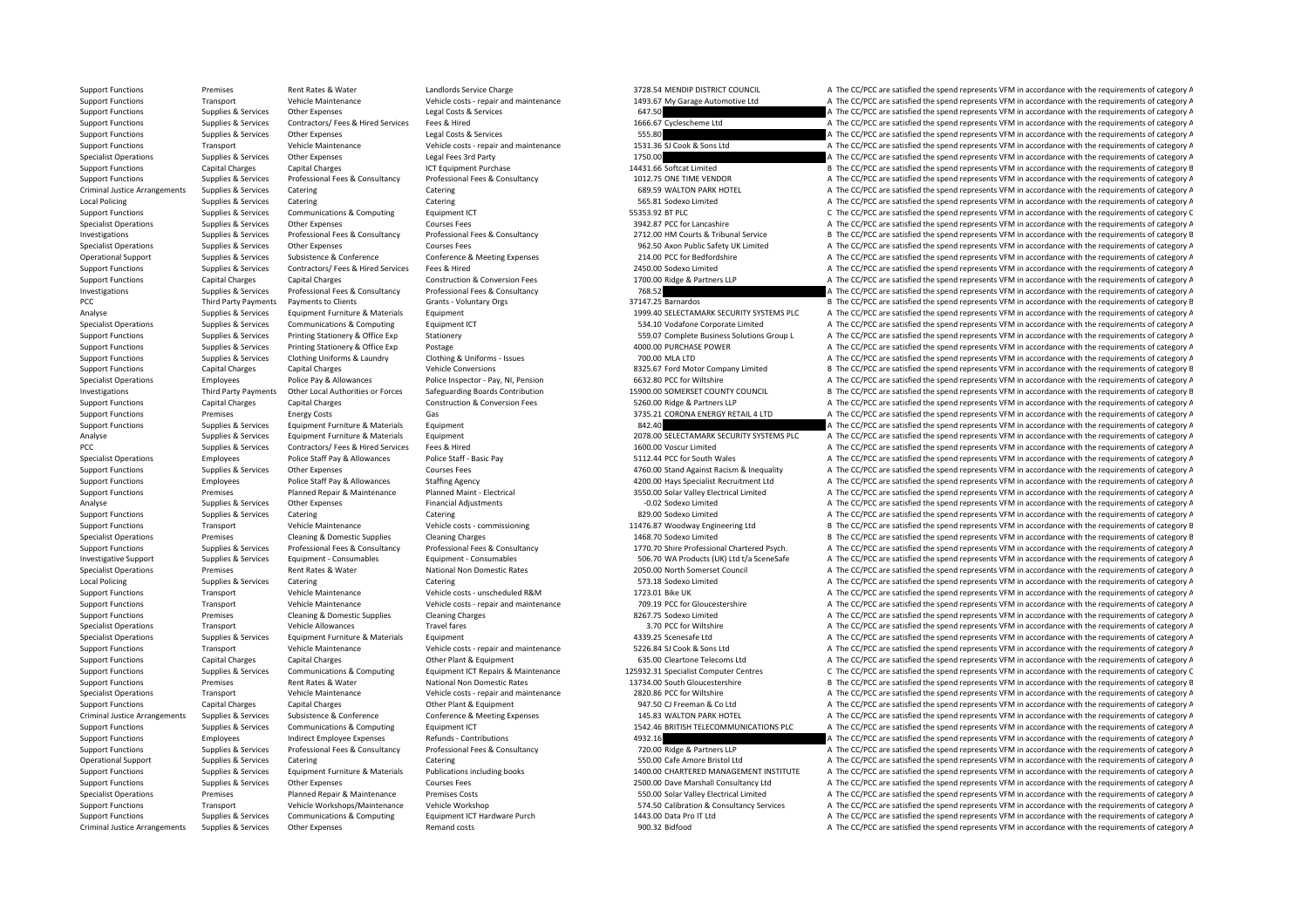| | | | | | | |
|---|---|---|---|---|---|---|
| Support Functions | Premises | Rent Rates & Water | Landlords Service Charge | 3728.54 | MENDIP DISTRICT COUNCIL | A The CC/PCC are satisfied the spend represents VFM in accordance with the requirements of category A |
| Support Functions | Transport | Vehicle Maintenance | Vehicle costs - repair and maintenance | 1493.67 | My Garage Automotive Ltd | A The CC/PCC are satisfied the spend represents VFM in accordance with the requirements of category A |
| Support Functions | Supplies & Services | Other Expenses | Legal Costs & Services | 647.50 | | A The CC/PCC are satisfied the spend represents VFM in accordance with the requirements of category A |
| Support Functions | Supplies & Services | Contractors/ Fees & Hired Services | Fees & Hired | 1666.67 | Cyclescheme Ltd | A The CC/PCC are satisfied the spend represents VFM in accordance with the requirements of category A |
| Support Functions | Supplies & Services | Other Expenses | Legal Costs & Services | 555.80 | | A The CC/PCC are satisfied the spend represents VFM in accordance with the requirements of category A |
| Support Functions | Transport | Vehicle Maintenance | Vehicle costs - repair and maintenance | 1531.36 | SJ Cook & Sons Ltd | A The CC/PCC are satisfied the spend represents VFM in accordance with the requirements of category A |
| Specialist Operations | Supplies & Services | Other Expenses | Legal Fees 3rd Party | 1750.00 | | A The CC/PCC are satisfied the spend represents VFM in accordance with the requirements of category A |
| Support Functions | Capital Charges | Capital Charges | ICT Equipment Purchase | 14431.66 | Softcat Limited | B The CC/PCC are satisfied the spend represents VFM in accordance with the requirements of category B |
| Support Functions | Supplies & Services | Professional Fees & Consultancy | Professional Fees & Consultancy | 1012.75 | ONE TIME VENDOR | A The CC/PCC are satisfied the spend represents VFM in accordance with the requirements of category A |
| Criminal Justice Arrangements | Supplies & Services | Catering | Catering | 689.59 | WALTON PARK HOTEL | A The CC/PCC are satisfied the spend represents VFM in accordance with the requirements of category A |
| Local Policing | Supplies & Services | Catering | Catering | 565.81 | Sodexo Limited | A The CC/PCC are satisfied the spend represents VFM in accordance with the requirements of category A |
| Support Functions | Supplies & Services | Communications & Computing | Equipment ICT | 55353.92 | BT PLC | C The CC/PCC are satisfied the spend represents VFM in accordance with the requirements of category C |
| Specialist Operations | Supplies & Services | Other Expenses | Courses Fees | 3942.87 | PCC for Lancashire | A The CC/PCC are satisfied the spend represents VFM in accordance with the requirements of category A |
| Investigations | Supplies & Services | Professional Fees & Consultancy | Professional Fees & Consultancy | 2712.00 | HM Courts & Tribunal Service | B The CC/PCC are satisfied the spend represents VFM in accordance with the requirements of category B |
| Specialist Operations | Supplies & Services | Other Expenses | Courses Fees | 962.50 | Axon Public Safety UK Limited | A The CC/PCC are satisfied the spend represents VFM in accordance with the requirements of category A |
| Operational Support | Supplies & Services | Subsistence & Conference | Conference & Meeting Expenses | 214.00 | PCC for Bedfordshire | A The CC/PCC are satisfied the spend represents VFM in accordance with the requirements of category A |
| Support Functions | Supplies & Services | Contractors/ Fees & Hired Services | Fees & Hired | 2450.00 | Sodexo Limited | A The CC/PCC are satisfied the spend represents VFM in accordance with the requirements of category A |
| Support Functions | Capital Charges | Capital Charges | Construction & Conversion Fees | 1700.00 | Ridge & Partners LLP | A The CC/PCC are satisfied the spend represents VFM in accordance with the requirements of category A |
| Investigations | Supplies & Services | Professional Fees & Consultancy | Professional Fees & Consultancy | 768.52 | | A The CC/PCC are satisfied the spend represents VFM in accordance with the requirements of category A |
| PCC | Third Party Payments | Payments to Clients | Grants - Voluntary Orgs | 37147.25 | Barnardos | B The CC/PCC are satisfied the spend represents VFM in accordance with the requirements of category B |
| Analyse | Supplies & Services | Equipment Furniture & Materials | Equipment | 1999.40 | SELECTAMARK SECURITY SYSTEMS PLC | A The CC/PCC are satisfied the spend represents VFM in accordance with the requirements of category A |
| Specialist Operations | Supplies & Services | Communications & Computing | Equipment ICT | 534.10 | Vodafone Corporate Limited | A The CC/PCC are satisfied the spend represents VFM in accordance with the requirements of category A |
| Support Functions | Supplies & Services | Printing Stationery & Office Exp | Stationery | 559.07 | Complete Business Solutions Group L | A The CC/PCC are satisfied the spend represents VFM in accordance with the requirements of category A |
| Support Functions | Supplies & Services | Printing Stationery & Office Exp | Postage | 4000.00 | PURCHASE POWER | A The CC/PCC are satisfied the spend represents VFM in accordance with the requirements of category A |
| Support Functions | Supplies & Services | Clothing Uniforms & Laundry | Clothing & Uniforms - Issues | 700.00 | MLA LTD | A The CC/PCC are satisfied the spend represents VFM in accordance with the requirements of category A |
| Support Functions | Capital Charges | Capital Charges | Vehicle Conversions | 8325.67 | Ford Motor Company Limited | B The CC/PCC are satisfied the spend represents VFM in accordance with the requirements of category B |
| Specialist Operations | Employees | Police Pay & Allowances | Police Inspector - Pay, NI, Pension | 6632.80 | PCC for Wiltshire | A The CC/PCC are satisfied the spend represents VFM in accordance with the requirements of category A |
| Investigations | Third Party Payments | Other Local Authorities or Forces | Safeguarding Boards Contribution | 15900.00 | SOMERSET COUNTY COUNCIL | B The CC/PCC are satisfied the spend represents VFM in accordance with the requirements of category B |
| Support Functions | Capital Charges | Capital Charges | Construction & Conversion Fees | 5260.00 | Ridge & Partners LLP | A The CC/PCC are satisfied the spend represents VFM in accordance with the requirements of category A |
| Support Functions | Premises | Energy Costs | Gas | 3735.21 | CORONA ENERGY RETAIL 4 LTD | A The CC/PCC are satisfied the spend represents VFM in accordance with the requirements of category A |
| Support Functions | Supplies & Services | Equipment Furniture & Materials | Equipment | 842.40 | | A The CC/PCC are satisfied the spend represents VFM in accordance with the requirements of category A |
| Analyse | Supplies & Services | Equipment Furniture & Materials | Equipment | 2078.00 | SELECTAMARK SECURITY SYSTEMS PLC | A The CC/PCC are satisfied the spend represents VFM in accordance with the requirements of category A |
| PCC | Supplies & Services | Contractors/ Fees & Hired Services | Fees & Hired | 1600.00 | Voscur Limited | A The CC/PCC are satisfied the spend represents VFM in accordance with the requirements of category A |
| Specialist Operations | Employees | Police Staff Pay & Allowances | Police Staff - Basic Pay | 5112.44 | PCC for South Wales | A The CC/PCC are satisfied the spend represents VFM in accordance with the requirements of category A |
| Support Functions | Supplies & Services | Other Expenses | Courses Fees | 4760.00 | Stand Against Racism & Inequality | A The CC/PCC are satisfied the spend represents VFM in accordance with the requirements of category A |
| Support Functions | Employees | Police Staff Pay & Allowances | Staffing Agency | 4200.00 | Hays Specialist Recruitment Ltd | A The CC/PCC are satisfied the spend represents VFM in accordance with the requirements of category A |
| Support Functions | Premises | Planned Repair & Maintenance | Planned Maint - Electrical | 3550.00 | Solar Valley Electrical Limited | A The CC/PCC are satisfied the spend represents VFM in accordance with the requirements of category A |
| Analyse | Supplies & Services | Other Expenses | Financial Adjustments | -0.02 | Sodexo Limited | A The CC/PCC are satisfied the spend represents VFM in accordance with the requirements of category A |
| Support Functions | Supplies & Services | Catering | Catering | 829.00 | Sodexo Limited | A The CC/PCC are satisfied the spend represents VFM in accordance with the requirements of category A |
| Support Functions | Transport | Vehicle Maintenance | Vehicle costs - commissioning | 11476.87 | Woodway Engineering Ltd | B The CC/PCC are satisfied the spend represents VFM in accordance with the requirements of category B |
| Specialist Operations | Premises | Cleaning & Domestic Supplies | Cleaning Charges | 1468.70 | Sodexo Limited | B The CC/PCC are satisfied the spend represents VFM in accordance with the requirements of category B |
| Support Functions | Supplies & Services | Professional Fees & Consultancy | Professional Fees & Consultancy | 1770.70 | Shire Professional Chartered Psych. | A The CC/PCC are satisfied the spend represents VFM in accordance with the requirements of category A |
| Investigative Support | Supplies & Services | Equipment - Consumables | Equipment - Consumables | 506.70 | WA Products (UK) Ltd t/a SceneSafe | A The CC/PCC are satisfied the spend represents VFM in accordance with the requirements of category A |
| Specialist Operations | Premises | Rent Rates & Water | National Non Domestic Rates | 2050.00 | North Somerset Council | A The CC/PCC are satisfied the spend represents VFM in accordance with the requirements of category A |
| Local Policing | Supplies & Services | Catering | Catering | 573.18 | Sodexo Limited | A The CC/PCC are satisfied the spend represents VFM in accordance with the requirements of category A |
| Support Functions | Transport | Vehicle Maintenance | Vehicle costs - unscheduled R&M | 1723.01 | Bike UK | A The CC/PCC are satisfied the spend represents VFM in accordance with the requirements of category A |
| Support Functions | Transport | Vehicle Maintenance | Vehicle costs - repair and maintenance | 709.19 | PCC for Gloucestershire | A The CC/PCC are satisfied the spend represents VFM in accordance with the requirements of category A |
| Support Functions | Premises | Cleaning & Domestic Supplies | Cleaning Charges | 8267.75 | Sodexo Limited | A The CC/PCC are satisfied the spend represents VFM in accordance with the requirements of category A |
| Specialist Operations | Transport | Vehicle Allowances | Travel fares | 3.70 | PCC for Wiltshire | A The CC/PCC are satisfied the spend represents VFM in accordance with the requirements of category A |
| Specialist Operations | Supplies & Services | Equipment Furniture & Materials | Equipment | 4339.25 | Scenesafe Ltd | A The CC/PCC are satisfied the spend represents VFM in accordance with the requirements of category A |
| Support Functions | Transport | Vehicle Maintenance | Vehicle costs - repair and maintenance | 5226.84 | SJ Cook & Sons Ltd | A The CC/PCC are satisfied the spend represents VFM in accordance with the requirements of category A |
| Support Functions | Capital Charges | Capital Charges | Other Plant & Equipment | 635.00 | Cleartone Telecoms Ltd | A The CC/PCC are satisfied the spend represents VFM in accordance with the requirements of category A |
| Support Functions | Supplies & Services | Communications & Computing | Equipment ICT Repairs & Maintenance | 125932.31 | Specialist Computer Centres | C The CC/PCC are satisfied the spend represents VFM in accordance with the requirements of category C |
| Support Functions | Premises | Rent Rates & Water | National Non Domestic Rates | 13734.00 | South Gloucestershire | B The CC/PCC are satisfied the spend represents VFM in accordance with the requirements of category B |
| Specialist Operations | Transport | Vehicle Maintenance | Vehicle costs - repair and maintenance | 2820.86 | PCC for Wiltshire | A The CC/PCC are satisfied the spend represents VFM in accordance with the requirements of category A |
| Support Functions | Capital Charges | Capital Charges | Other Plant & Equipment | 947.50 | CJ Freeman & Co Ltd | A The CC/PCC are satisfied the spend represents VFM in accordance with the requirements of category A |
| Criminal Justice Arrangements | Supplies & Services | Subsistence & Conference | Conference & Meeting Expenses | 145.83 | WALTON PARK HOTEL | A The CC/PCC are satisfied the spend represents VFM in accordance with the requirements of category A |
| Support Functions | Supplies & Services | Communications & Computing | Equipment ICT | 1542.46 | BRITISH TELECOMMUNICATIONS PLC | A The CC/PCC are satisfied the spend represents VFM in accordance with the requirements of category A |
| Support Functions | Employees | Indirect Employee Expenses | Refunds - Contributions | 4932.16 | | A The CC/PCC are satisfied the spend represents VFM in accordance with the requirements of category A |
| Support Functions | Supplies & Services | Professional Fees & Consultancy | Professional Fees & Consultancy | 720.00 | Ridge & Partners LLP | A The CC/PCC are satisfied the spend represents VFM in accordance with the requirements of category A |
| Operational Support | Supplies & Services | Catering | Catering | 550.00 | Cafe Amore Bristol Ltd | A The CC/PCC are satisfied the spend represents VFM in accordance with the requirements of category A |
| Support Functions | Supplies & Services | Equipment Furniture & Materials | Publications including books | 1400.00 | CHARTERED MANAGEMENT INSTITUTE | A The CC/PCC are satisfied the spend represents VFM in accordance with the requirements of category A |
| Support Functions | Supplies & Services | Other Expenses | Courses Fees | 2500.00 | Dave Marshall Consultancy Ltd | A The CC/PCC are satisfied the spend represents VFM in accordance with the requirements of category A |
| Specialist Operations | Premises | Planned Repair & Maintenance | Premises Costs | 550.00 | Solar Valley Electrical Limited | A The CC/PCC are satisfied the spend represents VFM in accordance with the requirements of category A |
| Support Functions | Transport | Vehicle Workshops/Maintenance | Vehicle Workshop | 574.50 | Calibration & Consultancy Services | A The CC/PCC are satisfied the spend represents VFM in accordance with the requirements of category A |
| Support Functions | Supplies & Services | Communications & Computing | Equipment ICT Hardware Purch | 1443.00 | Data Pro IT Ltd | A The CC/PCC are satisfied the spend represents VFM in accordance with the requirements of category A |
| Criminal Justice Arrangements | Supplies & Services | Other Expenses | Remand costs | 900.32 | Bidfood | A The CC/PCC are satisfied the spend represents VFM in accordance with the requirements of category A |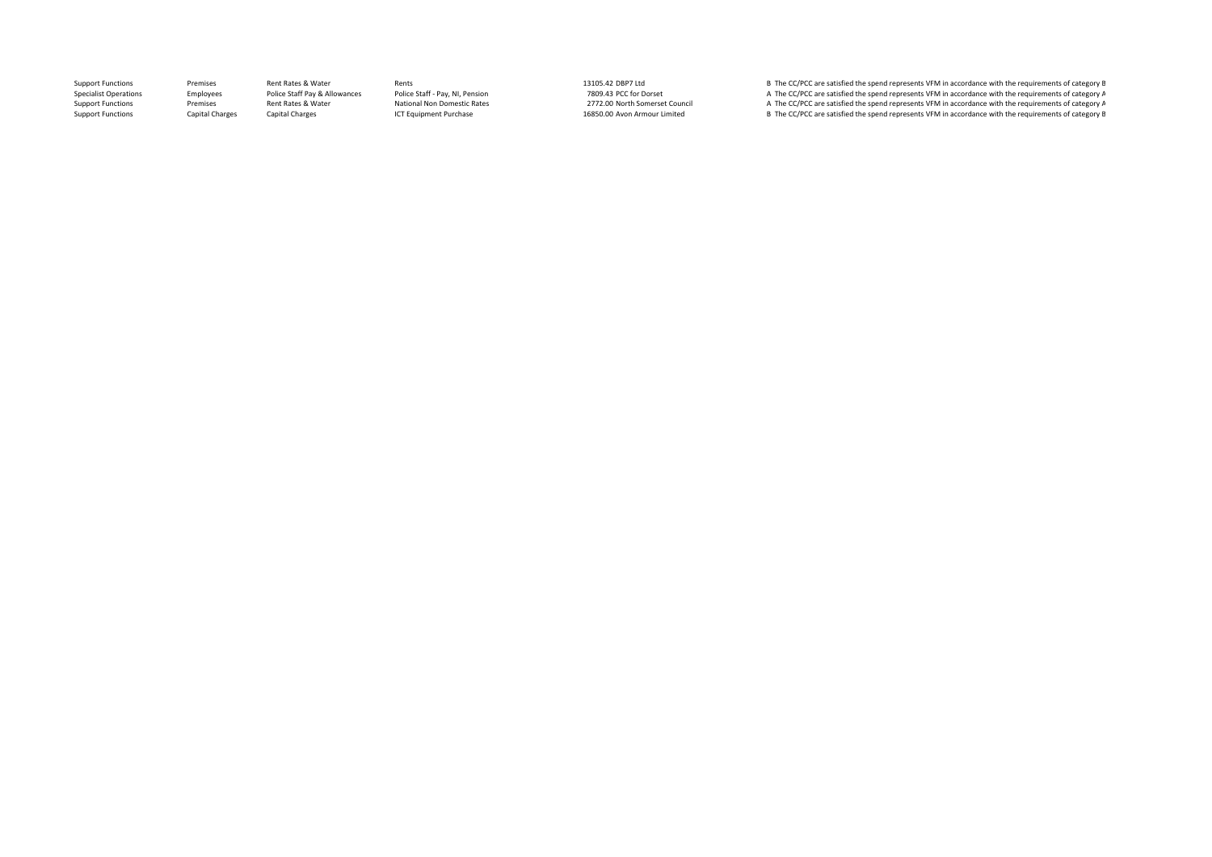| | | | | | | | |
|---|---|---|---|---|---|---|---|
| Support Functions | Premises | Rent Rates & Water | Rents | 13105.42 | DBP7 Ltd | B | The CC/PCC are satisfied the spend represents VFM in accordance with the requirements of category B |
| Specialist Operations | Employees | Police Staff Pay & Allowances | Police Staff - Pay, NI, Pension | 7809.43 | PCC for Dorset | A | The CC/PCC are satisfied the spend represents VFM in accordance with the requirements of category A |
| Support Functions | Premises | Rent Rates & Water | National Non Domestic Rates | 2772.00 | North Somerset Council | A | The CC/PCC are satisfied the spend represents VFM in accordance with the requirements of category A |
| Support Functions | Capital Charges | Capital Charges | ICT Equipment Purchase | 16850.00 | Avon Armour Limited | B | The CC/PCC are satisfied the spend represents VFM in accordance with the requirements of category B |